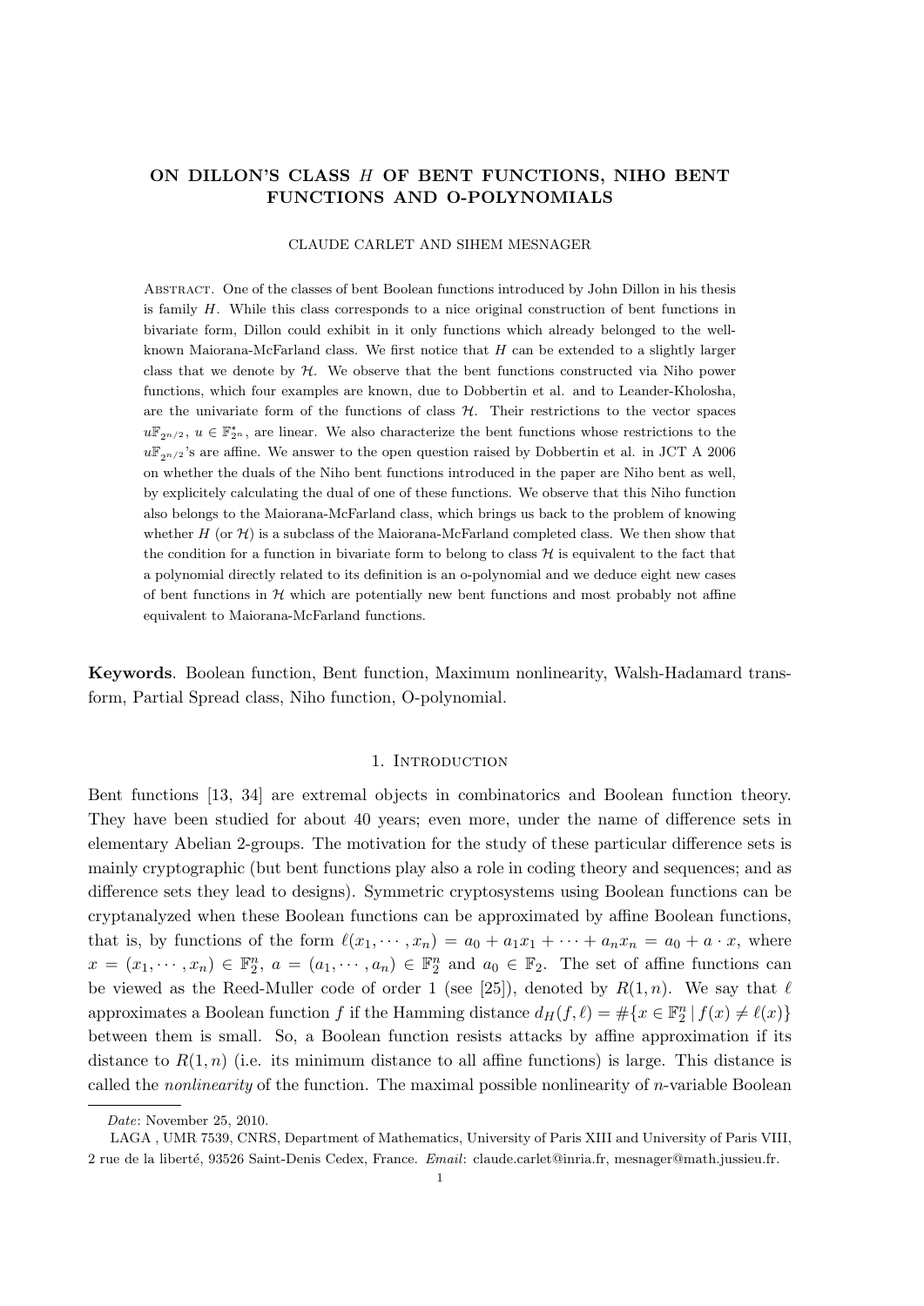# ON DILLON'S CLASS $H$ OF BENT FUNCTIONS, NIHO BENT FUNCTIONS AND O-POLYNOMIALS

CLAUDE CARLET AND SIHEM MESNAGER

Abstract. One of the classes of bent Boolean functions introduced by John Dillon in his thesis is family $H$. While this class corresponds to a nice original construction of bent functions in bivariate form, Dillon could exhibit in it only functions which already belonged to the well-known Maiorana-McFarland class. We first notice that $H$ can be extended to a slightly larger class that we denote by $\mathcal{H}$. We observe that the bent functions constructed via Niho power functions, which four examples are known, due to Dobbertin et al. and to Leander-Kholosha, are the univariate form of the functions of class $\mathcal{H}$. Their restrictions to the vector spaces $u\mathbb{F}_{2^{n/2}}$, $u \in \mathbb{F}_{2^n}^\star$, are linear. We also characterize the bent functions whose restrictions to the $u\mathbb{F}_{2^{n/2}}$'s are affine. We answer to the open question raised by Dobbertin et al. in JCT A 2006 on whether the duals of the Niho bent functions introduced in the paper are Niho bent as well, by explicitely calculating the dual of one of these functions. We observe that this Niho function also belongs to the Maiorana-McFarland class, which brings us back to the problem of knowing whether $H$ (or $\mathcal{H}$) is a subclass of the Maiorana-McFarland completed class. We then show that the condition for a function in bivariate form to belong to class $\mathcal{H}$ is equivalent to the fact that a polynomial directly related to its definition is an o-polynomial and we deduce eight new cases of bent functions in $\mathcal{H}$ which are potentially new bent functions and most probably not affine equivalent to Maiorana-McFarland functions.

**Keywords**. Boolean function, Bent function, Maximum nonlinearity, Walsh-Hadamard transform, Partial Spread class, Niho function, O-polynomial.

## 1. Introduction

Bent functions [13, 34] are extremal objects in combinatorics and Boolean function theory. They have been studied for about 40 years; even more, under the name of difference sets in elementary Abelian 2-groups. The motivation for the study of these particular difference sets is mainly cryptographic (but bent functions play also a role in coding theory and sequences; and as difference sets they lead to designs). Symmetric cryptosystems using Boolean functions can be cryptanalyzed when these Boolean functions can be approximated by affine Boolean functions, that is, by functions of the form $\ell(x_1, \cdots, x_n) = a_0 + a_1x_1 + \cdots + a_nx_n = a_0 + a \cdot x$, where $x = (x_1, \cdots, x_n) \in \mathbb{F}_2^n$, $a = (a_1, \cdots, a_n) \in \mathbb{F}_2^n$ and $a_0 \in \mathbb{F}_2$. The set of affine functions can be viewed as the Reed-Muller code of order 1 (see [25]), denoted by $R(1, n)$. We say that $\ell$ approximates a Boolean function $f$ if the Hamming distance $d_H(f, \ell) = \#\{x \in \mathbb{F}_2^n \mid f(x) \neq \ell(x)\}$ between them is small. So, a Boolean function resists attacks by affine approximation if its distance to $R(1, n)$ (i.e. its minimum distance to all affine functions) is large. This distance is called the *nonlinearity* of the function. The maximal possible nonlinearity of $n$-variable Boolean

*Date*: November 25, 2010.

LAGA , UMR 7539, CNRS, Department of Mathematics, University of Paris XIII and University of Paris VIII, 2 rue de la liberté, 93526 Saint-Denis Cedex, France. *Email*: claude.carlet@inria.fr, mesnager@math.jussieu.fr.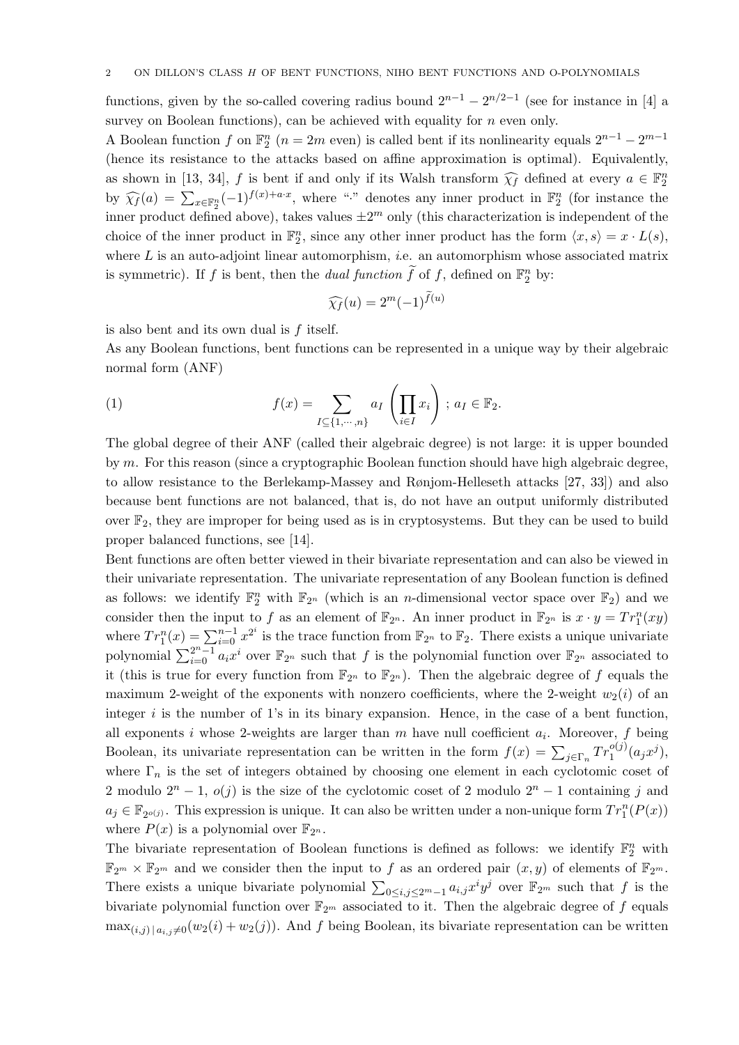functions, given by the so-called covering radius bound $2^{n-1} - 2^{n/2-1}$ (see for instance in [4] a survey on Boolean functions), can be achieved with equality for $n$ even only.

A Boolean function $f$ on $\mathbb{F}_2^n$ ($n = 2m$ even) is called bent if its nonlinearity equals $2^{n-1} - 2^{m-1}$ (hence its resistance to the attacks based on affine approximation is optimal). Equivalently, as shown in [13, 34], $f$ is bent if and only if its Walsh transform $\widehat{\chi_f}$ defined at every $a \in \mathbb{F}_2^n$ by $\widehat{\chi_f}(a) = \sum_{x \in \mathbb{F}_2^n} (-1)^{f(x)+a \cdot x}$, where "$\cdot$" denotes any inner product in $\mathbb{F}_2^n$ (for instance the inner product defined above), takes values $\pm 2^m$ only (this characterization is independent of the choice of the inner product in $\mathbb{F}_2^n$, since any other inner product has the form $\langle x, s \rangle = x \cdot L(s)$, where $L$ is an auto-adjoint linear automorphism, *i.e.* an automorphism whose associated matrix is symmetric). If $f$ is bent, then the *dual function* $\widetilde{f}$ of $f$, defined on $\mathbb{F}_2^n$ by:

$$\widehat{\chi_f}(u) = 2^m (-1)^{\widetilde{f}(u)}$$

is also bent and its own dual is $f$ itself.

As any Boolean functions, bent functions can be represented in a unique way by their algebraic normal form (ANF)

$$f(x) = \sum_{I \subseteq \{1, \cdots, n\}} a_I \left( \prod_{i \in I} x_i \right) ; \; a_I \in \mathbb{F}_2. \tag{1}$$

The global degree of their ANF (called their algebraic degree) is not large: it is upper bounded by $m$. For this reason (since a cryptographic Boolean function should have high algebraic degree, to allow resistance to the Berlekamp-Massey and Rønjom-Helleseth attacks [27, 33]) and also because bent functions are not balanced, that is, do not have an output uniformly distributed over $\mathbb{F}_2$, they are improper for being used as is in cryptosystems. But they can be used to build proper balanced functions, see [14].

Bent functions are often better viewed in their bivariate representation and can also be viewed in their univariate representation. The univariate representation of any Boolean function is defined as follows: we identify $\mathbb{F}_2^n$ with $\mathbb{F}_{2^n}$ (which is an $n$-dimensional vector space over $\mathbb{F}_2$) and we consider then the input to $f$ as an element of $\mathbb{F}_{2^n}$. An inner product in $\mathbb{F}_{2^n}$ is $x \cdot y = Tr_1^n(xy)$ where $Tr_1^n(x) = \sum_{i=0}^{n-1} x^{2^i}$ is the trace function from $\mathbb{F}_{2^n}$ to $\mathbb{F}_2$. There exists a unique univariate polynomial $\sum_{i=0}^{2^n-1} a_i x^i$ over $\mathbb{F}_{2^n}$ such that $f$ is the polynomial function over $\mathbb{F}_{2^n}$ associated to it (this is true for every function from $\mathbb{F}_{2^n}$ to $\mathbb{F}_{2^n}$). Then the algebraic degree of $f$ equals the maximum 2-weight of the exponents with nonzero coefficients, where the 2-weight $w_2(i)$ of an integer $i$ is the number of 1's in its binary expansion. Hence, in the case of a bent function, all exponents $i$ whose 2-weights are larger than $m$ have null coefficient $a_i$. Moreover, $f$ being Boolean, its univariate representation can be written in the form $f(x) = \sum_{j \in \Gamma_n} Tr_1^{o(j)}(a_j x^j)$, where $\Gamma_n$ is the set of integers obtained by choosing one element in each cyclotomic coset of 2 modulo $2^n - 1$, $o(j)$ is the size of the cyclotomic coset of 2 modulo $2^n - 1$ containing $j$ and $a_j \in \mathbb{F}_{2^{o(j)}}$. This expression is unique. It can also be written under a non-unique form $Tr_1^n(P(x))$ where $P(x)$ is a polynomial over $\mathbb{F}_{2^n}$.

The bivariate representation of Boolean functions is defined as follows: we identify $\mathbb{F}_2^n$ with $\mathbb{F}_{2^m} \times \mathbb{F}_{2^m}$ and we consider then the input to $f$ as an ordered pair $(x, y)$ of elements of $\mathbb{F}_{2^m}$. There exists a unique bivariate polynomial $\sum_{0 \leq i,j \leq 2^m-1} a_{i,j} x^i y^j$ over $\mathbb{F}_{2^m}$ such that $f$ is the bivariate polynomial function over $\mathbb{F}_{2^m}$ associated to it. Then the algebraic degree of $f$ equals $\max_{(i,j) \,|\, a_{i,j} \neq 0} (w_2(i) + w_2(j))$. And $f$ being Boolean, its bivariate representation can be written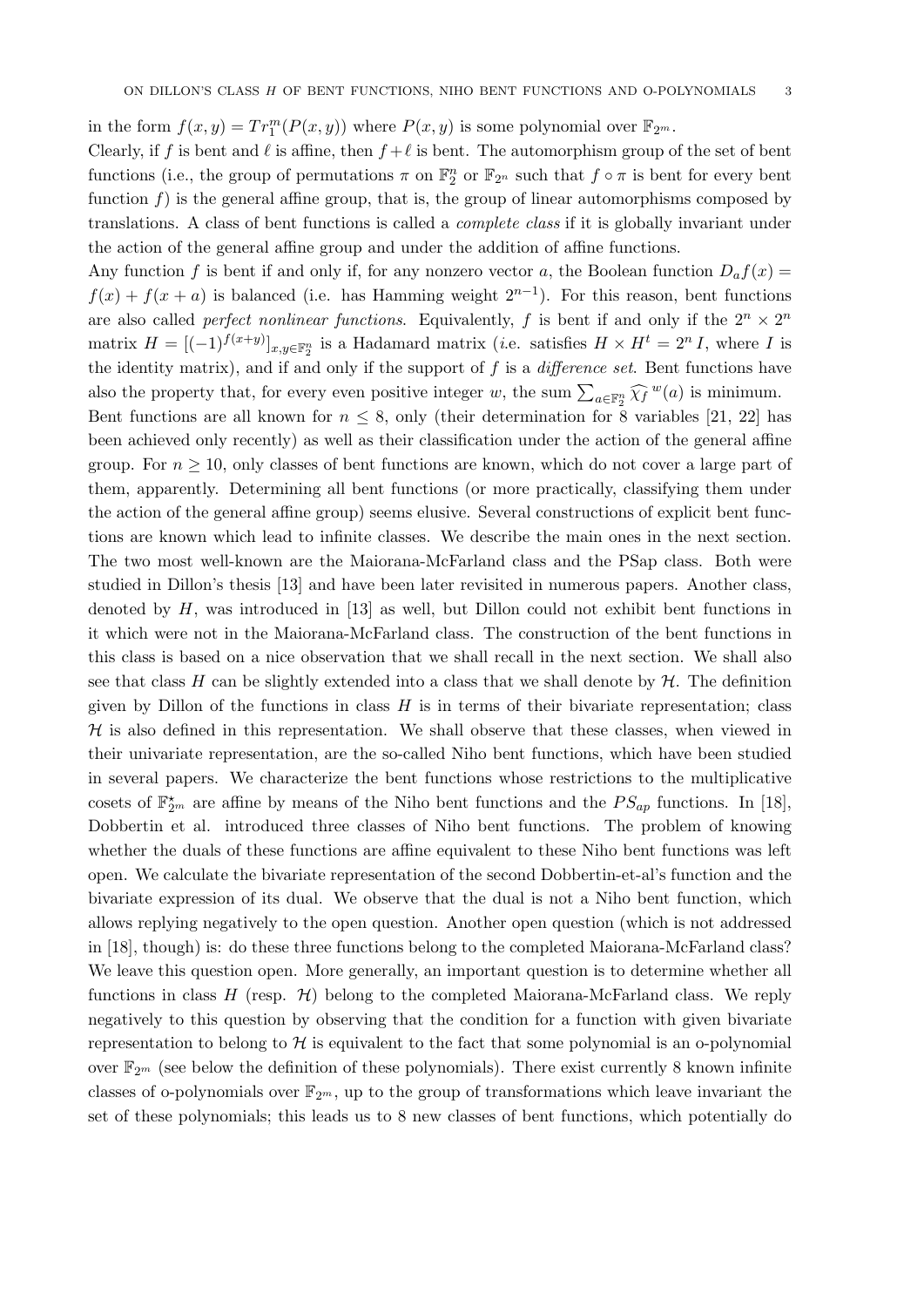in the form $f(x,y) = Tr_1^m(P(x,y))$ where $P(x,y)$ is some polynomial over $\mathbb{F}_{2^m}$.

Clearly, if $f$ is bent and $\ell$ is affine, then $f+\ell$ is bent. The automorphism group of the set of bent functions (i.e., the group of permutations $\pi$ on $\mathbb{F}_2^n$ or $\mathbb{F}_{2^n}$ such that $f \circ \pi$ is bent for every bent function $f$) is the general affine group, that is, the group of linear automorphisms composed by translations. A class of bent functions is called a *complete class* if it is globally invariant under the action of the general affine group and under the addition of affine functions.

Any function $f$ is bent if and only if, for any nonzero vector $a$, the Boolean function $D_a f(x) = f(x) + f(x+a)$ is balanced (i.e. has Hamming weight $2^{n-1}$). For this reason, bent functions are also called *perfect nonlinear functions*. Equivalently, $f$ is bent if and only if the $2^n \times 2^n$ matrix $H = [(-1)^{f(x+y)}]_{x,y\in\mathbb{F}_2^n}$ is a Hadamard matrix (*i.e.* satisfies $H \times H^t = 2^n\, I$, where $I$ is the identity matrix), and if and only if the support of $f$ is a *difference set*. Bent functions have also the property that, for every even positive integer $w$, the sum $\sum_{a\in\mathbb{F}_2^n} \widehat{\chi_f}^{\,w}(a)$ is minimum.

Bent functions are all known for $n \le 8$, only (their determination for 8 variables [21, 22] has been achieved only recently) as well as their classification under the action of the general affine group. For $n \ge 10$, only classes of bent functions are known, which do not cover a large part of them, apparently. Determining all bent functions (or more practically, classifying them under the action of the general affine group) seems elusive. Several constructions of explicit bent functions are known which lead to infinite classes. We describe the main ones in the next section. The two most well-known are the Maiorana-McFarland class and the PSap class. Both were studied in Dillon's thesis [13] and have been later revisited in numerous papers. Another class, denoted by $H$, was introduced in [13] as well, but Dillon could not exhibit bent functions in it which were not in the Maiorana-McFarland class. The construction of the bent functions in this class is based on a nice observation that we shall recall in the next section. We shall also see that class $H$ can be slightly extended into a class that we shall denote by $\mathcal{H}$. The definition given by Dillon of the functions in class $H$ is in terms of their bivariate representation; class $\mathcal{H}$ is also defined in this representation. We shall observe that these classes, when viewed in their univariate representation, are the so-called Niho bent functions, which have been studied in several papers. We characterize the bent functions whose restrictions to the multiplicative cosets of $\mathbb{F}_{2^m}^\star$ are affine by means of the Niho bent functions and the $PS_{ap}$ functions. In [18], Dobbertin et al. introduced three classes of Niho bent functions. The problem of knowing whether the duals of these functions are affine equivalent to these Niho bent functions was left open. We calculate the bivariate representation of the second Dobbertin-et-al's function and the bivariate expression of its dual. We observe that the dual is not a Niho bent function, which allows replying negatively to the open question. Another open question (which is not addressed in [18], though) is: do these three functions belong to the completed Maiorana-McFarland class? We leave this question open. More generally, an important question is to determine whether all functions in class $H$ (resp. $\mathcal{H}$) belong to the completed Maiorana-McFarland class. We reply negatively to this question by observing that the condition for a function with given bivariate representation to belong to $\mathcal{H}$ is equivalent to the fact that some polynomial is an o-polynomial over $\mathbb{F}_{2^m}$ (see below the definition of these polynomials). There exist currently 8 known infinite classes of o-polynomials over $\mathbb{F}_{2^m}$, up to the group of transformations which leave invariant the set of these polynomials; this leads us to 8 new classes of bent functions, which potentially do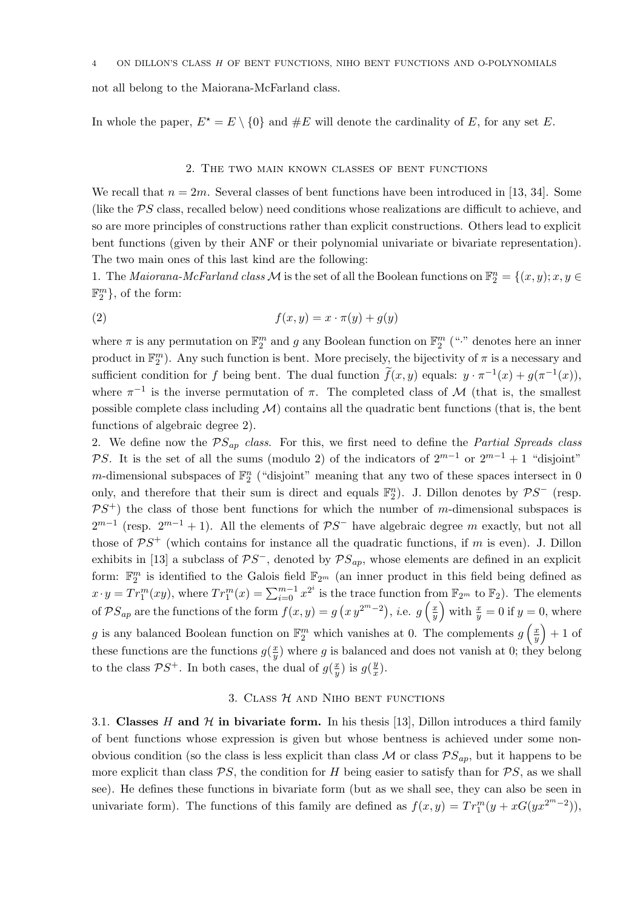not all belong to the Maiorana-McFarland class.

In whole the paper, $E^\star = E \setminus \{0\}$ and $\#E$ will denote the cardinality of $E$, for any set $E$.

## 2. The two main known classes of bent functions

We recall that $n = 2m$. Several classes of bent functions have been introduced in [13, 34]. Some (like the $\mathcal{PS}$ class, recalled below) need conditions whose realizations are difficult to achieve, and so are more principles of constructions rather than explicit constructions. Others lead to explicit bent functions (given by their ANF or their polynomial univariate or bivariate representation). The two main ones of this last kind are the following:

1. The *Maiorana-McFarland class* $\mathcal{M}$ is the set of all the Boolean functions on $\mathbb{F}_2^n = \{(x, y); x, y \in \mathbb{F}_2^m\}$, of the form:

$$f(x, y) = x \cdot \pi(y) + g(y) \tag{2}$$

where $\pi$ is any permutation on $\mathbb{F}_2^m$ and $g$ any Boolean function on $\mathbb{F}_2^m$ ("$\cdot$" denotes here an inner product in $\mathbb{F}_2^m$). Any such function is bent. More precisely, the bijectivity of $\pi$ is a necessary and sufficient condition for $f$ being bent. The dual function $\widetilde{f}(x, y)$ equals: $y \cdot \pi^{-1}(x) + g(\pi^{-1}(x))$, where $\pi^{-1}$ is the inverse permutation of $\pi$. The completed class of $\mathcal{M}$ (that is, the smallest possible complete class including $\mathcal{M}$) contains all the quadratic bent functions (that is, the bent functions of algebraic degree 2).

2. We define now the $\mathcal{PS}_{ap}$ *class*. For this, we first need to define the *Partial Spreads class* $\mathcal{PS}$. It is the set of all the sums (modulo 2) of the indicators of $2^{m-1}$ or $2^{m-1} + 1$ "disjoint" $m$-dimensional subspaces of $\mathbb{F}_2^n$ ("disjoint" meaning that any two of these spaces intersect in 0 only, and therefore that their sum is direct and equals $\mathbb{F}_2^n$). J. Dillon denotes by $\mathcal{PS}^-$ (resp. $\mathcal{PS}^+$) the class of those bent functions for which the number of $m$-dimensional subspaces is $2^{m-1}$ (resp. $2^{m-1} + 1$). All the elements of $\mathcal{PS}^-$ have algebraic degree $m$ exactly, but not all those of $\mathcal{PS}^+$ (which contains for instance all the quadratic functions, if $m$ is even). J. Dillon exhibits in [13] a subclass of $\mathcal{PS}^-$, denoted by $\mathcal{PS}_{ap}$, whose elements are defined in an explicit form: $\mathbb{F}_2^m$ is identified to the Galois field $\mathbb{F}_{2^m}$ (an inner product in this field being defined as $x \cdot y = Tr_1^m(xy)$, where $Tr_1^m(x) = \sum_{i=0}^{m-1} x^{2^i}$ is the trace function from $\mathbb{F}_{2^m}$ to $\mathbb{F}_2$). The elements of $\mathcal{PS}_{ap}$ are the functions of the form $f(x, y) = g\left(x\, y^{2^m-2}\right)$, *i.e.* $g\left(\frac{x}{y}\right)$ with $\frac{x}{y} = 0$ if $y = 0$, where $g$ is any balanced Boolean function on $\mathbb{F}_2^m$ which vanishes at 0. The complements $g\left(\frac{x}{y}\right) + 1$ of these functions are the functions $g(\frac{x}{y})$ where $g$ is balanced and does not vanish at 0; they belong to the class $\mathcal{PS}^+$. In both cases, the dual of $g(\frac{x}{y})$ is $g(\frac{y}{x})$.

## 3. Class $\mathcal{H}$ and Niho bent functions

### 3.1. Classes $H$ and $\mathcal{H}$ in bivariate form.

In his thesis [13], Dillon introduces a third family of bent functions whose expression is given but whose bentness is achieved under some non-obvious condition (so the class is less explicit than class $\mathcal{M}$ or class $\mathcal{PS}_{ap}$, but it happens to be more explicit than class $\mathcal{PS}$, the condition for $H$ being easier to satisfy than for $\mathcal{PS}$, as we shall see). He defines these functions in bivariate form (but as we shall see, they can also be seen in univariate form). The functions of this family are defined as $f(x, y) = Tr_1^m(y + xG(yx^{2^m-2}))$,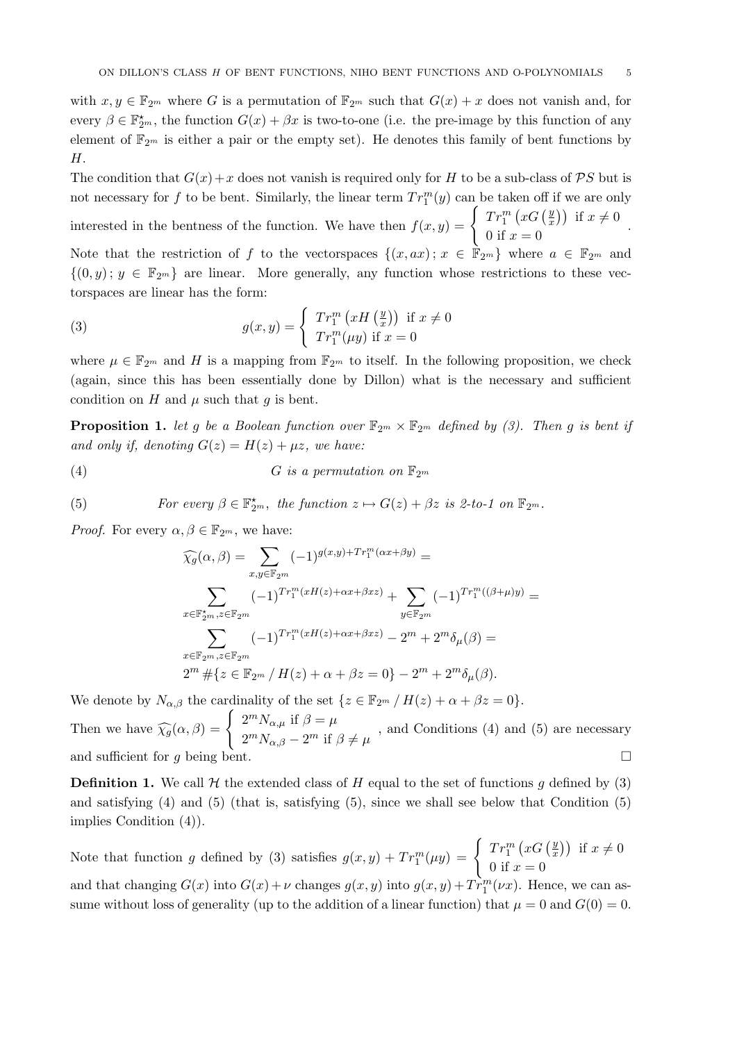with $x, y \in \mathbb{F}_{2^m}$ where $G$ is a permutation of $\mathbb{F}_{2^m}$ such that $G(x) + x$ does not vanish and, for every $\beta \in \mathbb{F}_{2^m}^\star$, the function $G(x) + \beta x$ is two-to-one (i.e. the pre-image by this function of any element of $\mathbb{F}_{2^m}$ is either a pair or the empty set). He denotes this family of bent functions by $H$.

The condition that $G(x)+x$ does not vanish is required only for $H$ to be a sub-class of $\mathcal{PS}$ but is not necessary for $f$ to be bent. Similarly, the linear term $Tr_1^m(y)$ can be taken off if we are only interested in the bentness of the function. We have then $f(x,y) = \begin{cases} Tr_1^m\left(xG\left(\frac{y}{x}\right)\right) & \text{if } x \neq 0 \\ 0 & \text{if } x = 0 \end{cases}$.

Note that the restriction of $f$ to the vectorspaces $\{(x, ax)\,;\, x \in \mathbb{F}_{2^m}\}$ where $a \in \mathbb{F}_{2^m}$ and $\{(0,y)\,;\, y \in \mathbb{F}_{2^m}\}$ are linear. More generally, any function whose restrictions to these vectorspaces are linear has the form:

$$g(x,y) = \begin{cases} Tr_1^m\left(xH\left(\frac{y}{x}\right)\right) & \text{if } x \neq 0 \\ Tr_1^m(\mu y) & \text{if } x = 0 \end{cases} \tag{3}$$

where $\mu \in \mathbb{F}_{2^m}$ and $H$ is a mapping from $\mathbb{F}_{2^m}$ to itself. In the following proposition, we check (again, since this has been essentially done by Dillon) what is the necessary and sufficient condition on $H$ and $\mu$ such that $g$ is bent.

**Proposition 1.** *let $g$ be a Boolean function over $\mathbb{F}_{2^m} \times \mathbb{F}_{2^m}$ defined by (3). Then $g$ is bent if and only if, denoting $G(z) = H(z) + \mu z$, we have:*

$$G \text{ is a permutation on } \mathbb{F}_{2^m} \tag{4}$$

$$\text{For every } \beta \in \mathbb{F}_{2^m}^\star, \text{ the function } z \mapsto G(z) + \beta z \text{ is 2-to-1 on } \mathbb{F}_{2^m}. \tag{5}$$

*Proof.* For every $\alpha, \beta \in \mathbb{F}_{2^m}$, we have:

$$\widehat{\chi_g}(\alpha,\beta) = \sum_{x,y \in \mathbb{F}_{2^m}} (-1)^{g(x,y) + Tr_1^m(\alpha x + \beta y)} =$$

$$\sum_{x \in \mathbb{F}_{2^m}^\star, z \in \mathbb{F}_{2^m}} (-1)^{Tr_1^m(xH(z) + \alpha x + \beta x z)} + \sum_{y \in \mathbb{F}_{2^m}} (-1)^{Tr_1^m((\beta+\mu)y)} =$$

$$\sum_{x \in \mathbb{F}_{2^m}, z \in \mathbb{F}_{2^m}} (-1)^{Tr_1^m(xH(z) + \alpha x + \beta x z)} - 2^m + 2^m \delta_\mu(\beta) =$$

$$2^m \, \#\{z \in \mathbb{F}_{2^m} \,/\, H(z) + \alpha + \beta z = 0\} - 2^m + 2^m \delta_\mu(\beta).$$

We denote by $N_{\alpha,\beta}$ the cardinality of the set $\{z \in \mathbb{F}_{2^m} \,/\, H(z) + \alpha + \beta z = 0\}$.

Then we have $\widehat{\chi_g}(\alpha,\beta) = \begin{cases} 2^m N_{\alpha,\mu} & \text{if } \beta = \mu \\ 2^m N_{\alpha,\beta} - 2^m & \text{if } \beta \neq \mu \end{cases}$, and Conditions (4) and (5) are necessary and sufficient for $g$ being bent. $\square$

**Definition 1.** We call $\mathcal{H}$ the extended class of $H$ equal to the set of functions $g$ defined by (3) and satisfying (4) and (5) (that is, satisfying (5), since we shall see below that Condition (5) implies Condition (4)).

Note that function $g$ defined by (3) satisfies $g(x,y) + Tr_1^m(\mu y) = \begin{cases} Tr_1^m\left(xG\left(\frac{y}{x}\right)\right) & \text{if } x \neq 0 \\ 0 & \text{if } x = 0 \end{cases}$ and that changing $G(x)$ into $G(x) + \nu$ changes $g(x,y)$ into $g(x,y) + Tr_1^m(\nu x)$. Hence, we can assume without loss of generality (up to the addition of a linear function) that $\mu = 0$ and $G(0) = 0$.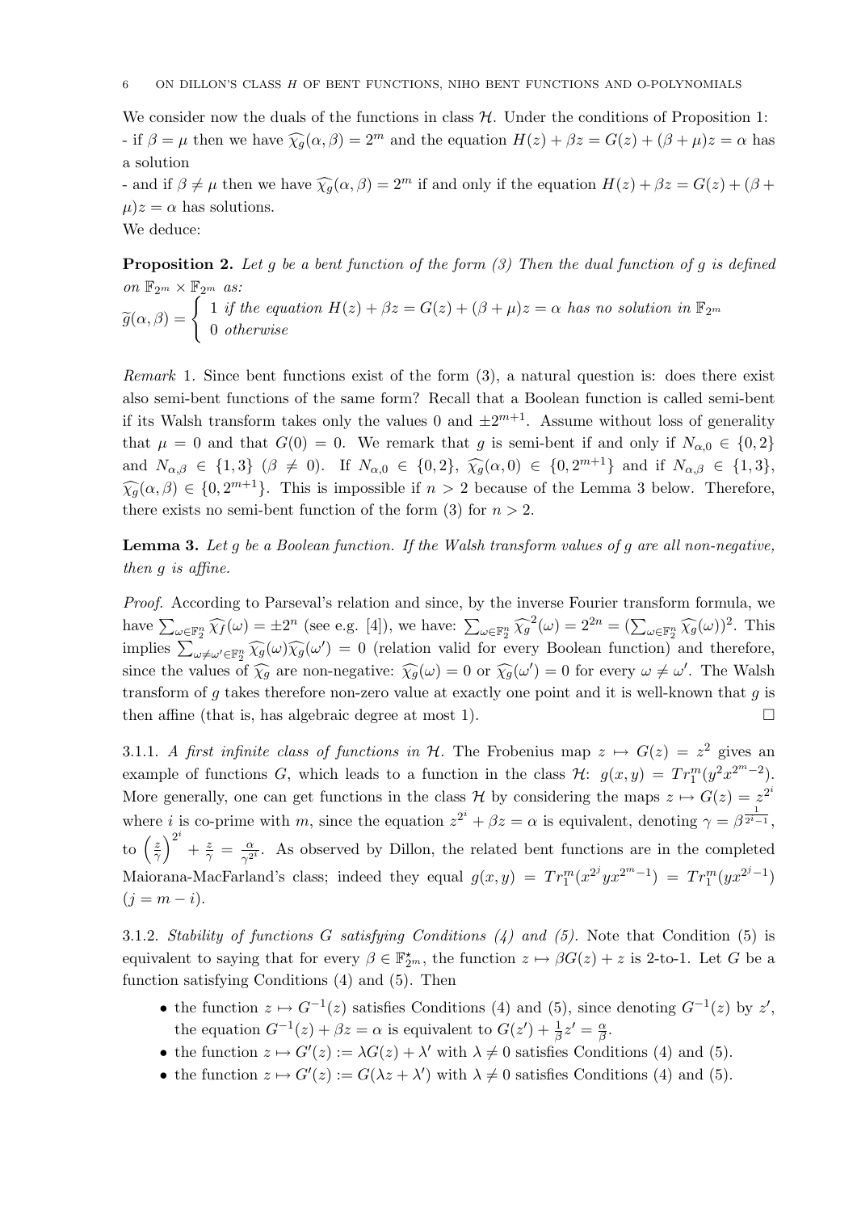We consider now the duals of the functions in class $\mathcal{H}$. Under the conditions of Proposition 1:
- if $\beta = \mu$ then we have $\widehat{\chi_g}(\alpha, \beta) = 2^m$ and the equation $H(z) + \beta z = G(z) + (\beta + \mu)z = \alpha$ has a solution
- and if $\beta \neq \mu$ then we have $\widehat{\chi_g}(\alpha, \beta) = 2^m$ if and only if the equation $H(z) + \beta z = G(z) + (\beta + \mu)z = \alpha$ has solutions.

We deduce:

**Proposition 2.** *Let $g$ be a bent function of the form (3) Then the dual function of $g$ is defined on $\mathbb{F}_{2^m} \times \mathbb{F}_{2^m}$ as:*

$$\widetilde{g}(\alpha, \beta) = \begin{cases} 1 \text{ if the equation } H(z) + \beta z = G(z) + (\beta + \mu)z = \alpha \text{ has no solution in } \mathbb{F}_{2^m} \\ 0 \text{ otherwise} \end{cases}$$

*Remark* 1. Since bent functions exist of the form (3), a natural question is: does there exist also semi-bent functions of the same form? Recall that a Boolean function is called semi-bent if its Walsh transform takes only the values 0 and $\pm 2^{m+1}$. Assume without loss of generality that $\mu = 0$ and that $G(0) = 0$. We remark that $g$ is semi-bent if and only if $N_{\alpha,0} \in \{0, 2\}$ and $N_{\alpha,\beta} \in \{1, 3\}$ ($\beta \neq 0$). If $N_{\alpha,0} \in \{0, 2\}$, $\widehat{\chi_g}(\alpha, 0) \in \{0, 2^{m+1}\}$ and if $N_{\alpha,\beta} \in \{1, 3\}$, $\widehat{\chi_g}(\alpha, \beta) \in \{0, 2^{m+1}\}$. This is impossible if $n > 2$ because of the Lemma 3 below. Therefore, there exists no semi-bent function of the form (3) for $n > 2$.

**Lemma 3.** *Let $g$ be a Boolean function. If the Walsh transform values of $g$ are all non-negative, then $g$ is affine.*

*Proof.* According to Parseval's relation and since, by the inverse Fourier transform formula, we have $\sum_{\omega \in \mathbb{F}_2^n} \widehat{\chi_f}(\omega) = \pm 2^n$ (see e.g. [4]), we have: $\sum_{\omega \in \mathbb{F}_2^n} \widehat{\chi_g}^2(\omega) = 2^{2n} = (\sum_{\omega \in \mathbb{F}_2^n} \widehat{\chi_g}(\omega))^2$. This implies $\sum_{\omega \neq \omega' \in \mathbb{F}_2^n} \widehat{\chi_g}(\omega)\widehat{\chi_g}(\omega') = 0$ (relation valid for every Boolean function) and therefore, since the values of $\widehat{\chi_g}$ are non-negative: $\widehat{\chi_g}(\omega) = 0$ or $\widehat{\chi_g}(\omega') = 0$ for every $\omega \neq \omega'$. The Walsh transform of $g$ takes therefore non-zero value at exactly one point and it is well-known that $g$ is then affine (that is, has algebraic degree at most 1). ☐

3.1.1. *A first infinite class of functions in $\mathcal{H}$.* The Frobenius map $z \mapsto G(z) = z^2$ gives an example of functions $G$, which leads to a function in the class $\mathcal{H}$: $g(x, y) = Tr_1^m(y^2 x^{2^m - 2})$. More generally, one can get functions in the class $\mathcal{H}$ by considering the maps $z \mapsto G(z) = z^{2^i}$ where $i$ is co-prime with $m$, since the equation $z^{2^i} + \beta z = \alpha$ is equivalent, denoting $\gamma = \beta^{\frac{1}{2^i - 1}}$, to $\left(\frac{z}{\gamma}\right)^{2^i} + \frac{z}{\gamma} = \frac{\alpha}{\gamma^{2^i}}$. As observed by Dillon, the related bent functions are in the completed Maiorana-MacFarland's class; indeed they equal $g(x, y) = Tr_1^m(x^{2^j} y x^{2^m - 1}) = Tr_1^m(y x^{2^j - 1})$ ($j = m - i$).

3.1.2. *Stability of functions $G$ satisfying Conditions (4) and (5).* Note that Condition (5) is equivalent to saying that for every $\beta \in \mathbb{F}_{2^m}^{\star}$, the function $z \mapsto \beta G(z) + z$ is 2-to-1. Let $G$ be a function satisfying Conditions (4) and (5). Then

- the function $z \mapsto G^{-1}(z)$ satisfies Conditions (4) and (5), since denoting $G^{-1}(z)$ by $z'$, the equation $G^{-1}(z) + \beta z = \alpha$ is equivalent to $G(z') + \frac{1}{\beta} z' = \frac{\alpha}{\beta}$.
- the function $z \mapsto G'(z) := \lambda G(z) + \lambda'$ with $\lambda \neq 0$ satisfies Conditions (4) and (5).
- the function $z \mapsto G'(z) := G(\lambda z + \lambda')$ with $\lambda \neq 0$ satisfies Conditions (4) and (5).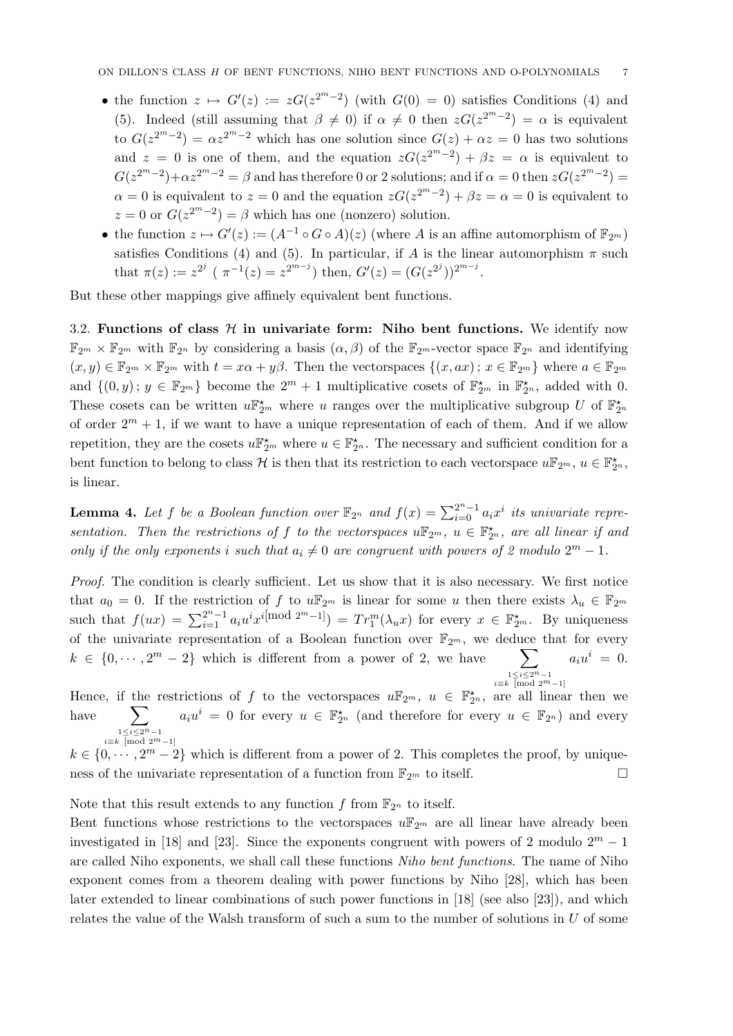- the function $z \mapsto G'(z) := zG(z^{2^m-2})$ (with $G(0) = 0$) satisfies Conditions (4) and (5). Indeed (still assuming that $\beta \neq 0$) if $\alpha \neq 0$ then $zG(z^{2^m-2}) = \alpha$ is equivalent to $G(z^{2^m-2}) = \alpha z^{2^m-2}$ which has one solution since $G(z) + \alpha z = 0$ has two solutions and $z = 0$ is one of them, and the equation $zG(z^{2^m-2}) + \beta z = \alpha$ is equivalent to $G(z^{2^m-2}) + \alpha z^{2^m-2} = \beta$ and has therefore 0 or 2 solutions; and if $\alpha = 0$ then $zG(z^{2^m-2}) = \alpha = 0$ is equivalent to $z = 0$ and the equation $zG(z^{2^m-2}) + \beta z = \alpha = 0$ is equivalent to $z = 0$ or $G(z^{2^m-2}) = \beta$ which has one (nonzero) solution.
- the function $z \mapsto G'(z) := (A^{-1} \circ G \circ A)(z)$ (where $A$ is an affine automorphism of $\mathbb{F}_{2^m}$) satisfies Conditions (4) and (5). In particular, if $A$ is the linear automorphism $\pi$ such that $\pi(z) := z^{2^j}$ ( $\pi^{-1}(z) = z^{2^{m-j}}$) then, $G'(z) = (G(z^{2^j}))^{2^{m-j}}$.

But these other mappings give affinely equivalent bent functions.

### 3.2. Functions of class $\mathcal{H}$ in univariate form: Niho bent functions.

We identify now $\mathbb{F}_{2^m} \times \mathbb{F}_{2^m}$ with $\mathbb{F}_{2^n}$ by considering a basis $(\alpha, \beta)$ of the $\mathbb{F}_{2^m}$-vector space $\mathbb{F}_{2^n}$ and identifying $(x, y) \in \mathbb{F}_{2^m} \times \mathbb{F}_{2^m}$ with $t = x\alpha + y\beta$. Then the vectorspaces $\{(x, ax)\,;\, x \in \mathbb{F}_{2^m}\}$ where $a \in \mathbb{F}_{2^m}$ and $\{(0, y)\,;\, y \in \mathbb{F}_{2^m}\}$ become the $2^m + 1$ multiplicative cosets of $\mathbb{F}_{2^m}^\star$ in $\mathbb{F}_{2^n}^\star$, added with 0. These cosets can be written $u\mathbb{F}_{2^m}^\star$ where $u$ ranges over the multiplicative subgroup $U$ of $\mathbb{F}_{2^n}^\star$ of order $2^m + 1$, if we want to have a unique representation of each of them. And if we allow repetition, they are the cosets $u\mathbb{F}_{2^m}^\star$ where $u \in \mathbb{F}_{2^n}^\star$. The necessary and sufficient condition for a bent function to belong to class $\mathcal{H}$ is then that its restriction to each vectorspace $u\mathbb{F}_{2^m}$, $u \in \mathbb{F}_{2^n}^\star$, is linear.

**Lemma 4.** *Let $f$ be a Boolean function over $\mathbb{F}_{2^n}$ and $f(x) = \sum_{i=0}^{2^n-1} a_i x^i$ its univariate representation. Then the restrictions of $f$ to the vectorspaces $u\mathbb{F}_{2^m}$, $u \in \mathbb{F}_{2^n}^\star$, are all linear if and only if the only exponents $i$ such that $a_i \neq 0$ are congruent with powers of 2 modulo $2^m - 1$.*

*Proof.* The condition is clearly sufficient. Let us show that it is also necessary. We first notice that $a_0 = 0$. If the restriction of $f$ to $u\mathbb{F}_{2^m}$ is linear for some $u$ then there exists $\lambda_u \in \mathbb{F}_{2^m}$ such that $f(ux) = \sum_{i=1}^{2^n-1} a_i u^i x^{i[\bmod 2^m-1]}) = Tr_1^m(\lambda_u x)$ for every $x \in \mathbb{F}_{2^m}^\star$. By uniqueness of the univariate representation of a Boolean function over $\mathbb{F}_{2^m}$, we deduce that for every $k \in \{0, \cdots, 2^m - 2\}$ which is different from a power of 2, we have $\sum_{\substack{1 \le i \le 2^n-1 \\ i \equiv k \ [\bmod 2^m-1]}} a_i u^i = 0$. Hence, if the restrictions of $f$ to the vectorspaces $u\mathbb{F}_{2^m}$, $u \in \mathbb{F}_{2^n}^\star$, are all linear then we have $\sum_{\substack{1 \le i \le 2^n-1 \\ i \equiv k \ [\bmod 2^m-1]}} a_i u^i = 0$ for every $u \in \mathbb{F}_{2^n}^\star$ (and therefore for every $u \in \mathbb{F}_{2^n}$) and every $k \in \{0, \cdots, 2^m - 2\}$ which is different from a power of 2. This completes the proof, by uniqueness of the univariate representation of a function from $\mathbb{F}_{2^m}$ to itself. $\square$

Note that this result extends to any function $f$ from $\mathbb{F}_{2^n}$ to itself.

Bent functions whose restrictions to the vectorspaces $u\mathbb{F}_{2^m}$ are all linear have already been investigated in [18] and [23]. Since the exponents congruent with powers of 2 modulo $2^m - 1$ are called Niho exponents, we shall call these functions *Niho bent functions*. The name of Niho exponent comes from a theorem dealing with power functions by Niho [28], which has been later extended to linear combinations of such power functions in [18] (see also [23]), and which relates the value of the Walsh transform of such a sum to the number of solutions in $U$ of some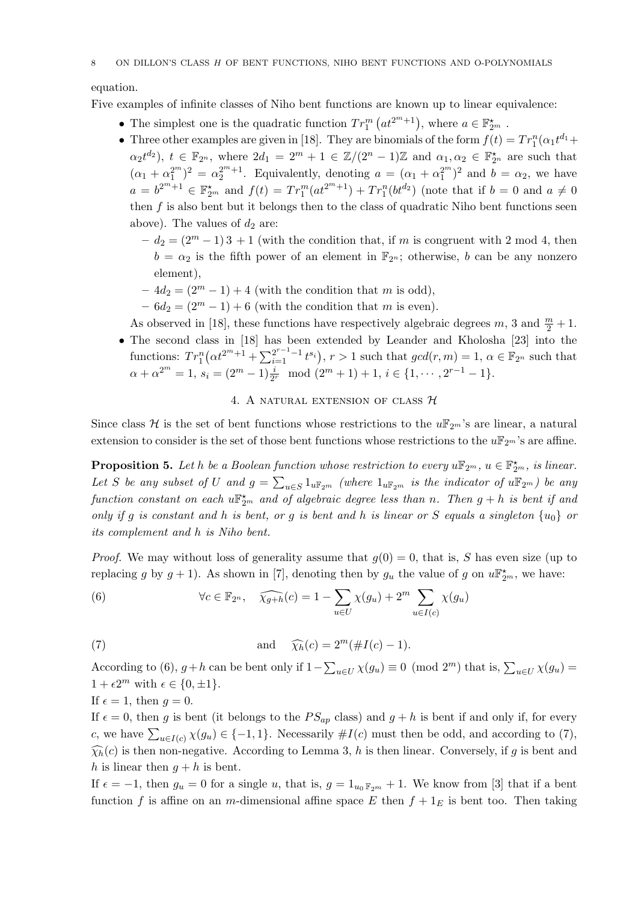equation.

Five examples of infinite classes of Niho bent functions are known up to linear equivalence:

- The simplest one is the quadratic function $Tr_1^m\left(at^{2^m+1}\right)$, where $a \in \mathbb{F}_{2^m}^\star$ .
- Three other examples are given in [18]. They are binomials of the form $f(t) = Tr_1^n(\alpha_1 t^{d_1} + \alpha_2 t^{d_2})$, $t \in \mathbb{F}_{2^n}$, where $2d_1 = 2^m + 1 \in \mathbb{Z}/(2^n-1)\mathbb{Z}$ and $\alpha_1, \alpha_2 \in \mathbb{F}_{2^n}^\star$ are such that $(\alpha_1 + \alpha_1^{2^m})^2 = \alpha_2^{2^m+1}$. Equivalently, denoting $a = (\alpha_1 + \alpha_1^{2^m})^2$ and $b = \alpha_2$, we have $a = b^{2^m+1} \in \mathbb{F}_{2^m}^\star$ and $f(t) = Tr_1^m(at^{2^m+1}) + Tr_1^n(bt^{d_2})$ (note that if $b = 0$ and $a \neq 0$ then $f$ is also bent but it belongs then to the class of quadratic Niho bent functions seen above). The values of $d_2$ are:
  - $d_2 = (2^m-1)\,3 + 1$ (with the condition that, if $m$ is congruent with 2 mod 4, then $b = \alpha_2$ is the fifth power of an element in $\mathbb{F}_{2^n}$; otherwise, $b$ can be any nonzero element),
  - $4d_2 = (2^m-1) + 4$ (with the condition that $m$ is odd),
  - $6d_2 = (2^m-1) + 6$ (with the condition that $m$ is even).

  As observed in [18], these functions have respectively algebraic degrees $m$, 3 and $\frac{m}{2}+1$.
- The second class in [18] has been extended by Leander and Kholosha [23] into the functions: $Tr_1^n\big(\alpha t^{2^m+1} + \sum_{i=1}^{2^{r-1}-1} t^{s_i}\big)$, $r > 1$ such that $gcd(r,m) = 1$, $\alpha \in \mathbb{F}_{2^n}$ such that $\alpha + \alpha^{2^m} = 1$, $s_i = (2^m-1)\frac{i}{2^r} \mod (2^m+1) + 1$, $i \in \{1, \cdots, 2^{r-1}-1\}$.

## 4. A natural extension of class $\mathcal{H}$

Since class $\mathcal{H}$ is the set of bent functions whose restrictions to the $u\mathbb{F}_{2^m}$'s are linear, a natural extension to consider is the set of those bent functions whose restrictions to the $u\mathbb{F}_{2^m}$'s are affine.

**Proposition 5.** *Let $h$ be a Boolean function whose restriction to every $u\mathbb{F}_{2^m}$, $u \in \mathbb{F}_{2^m}^\star$, is linear. Let $S$ be any subset of $U$ and $g = \sum_{u \in S} 1_{u\mathbb{F}_{2^m}}$ (where $1_{u\mathbb{F}_{2^m}}$ is the indicator of $u\mathbb{F}_{2^m}$) be any function constant on each $u\mathbb{F}_{2^m}^\star$ and of algebraic degree less than $n$. Then $g+h$ is bent if and only if $g$ is constant and $h$ is bent, or $g$ is bent and $h$ is linear or $S$ equals a singleton $\{u_0\}$ or its complement and $h$ is Niho bent.*

*Proof.* We may without loss of generality assume that $g(0) = 0$, that is, $S$ has even size (up to replacing $g$ by $g+1$). As shown in [7], denoting then by $g_u$ the value of $g$ on $u\mathbb{F}_{2^m}^\star$, we have:

$$\forall c \in \mathbb{F}_{2^n}, \quad \widehat{\chi_{g+h}}(c) = 1 - \sum_{u \in U} \chi(g_u) + 2^m \sum_{u \in I(c)} \chi(g_u) \tag{6}$$

$$\text{and} \quad \widehat{\chi_h}(c) = 2^m(\#I(c) - 1). \tag{7}$$

According to (6), $g+h$ can be bent only if $1 - \sum_{u\in U} \chi(g_u) \equiv 0 \pmod{2^m}$ that is, $\sum_{u \in U} \chi(g_u) = 1 + \epsilon 2^m$ with $\epsilon \in \{0, \pm 1\}$.

If $\epsilon = 1$, then $g = 0$.

If $\epsilon = 0$, then $g$ is bent (it belongs to the $PS_{ap}$ class) and $g+h$ is bent if and only if, for every $c$, we have $\sum_{u \in I(c)} \chi(g_u) \in \{-1, 1\}$. Necessarily $\#I(c)$ must then be odd, and according to (7), $\widehat{\chi_h}(c)$ is then non-negative. According to Lemma 3, $h$ is then linear. Conversely, if $g$ is bent and $h$ is linear then $g+h$ is bent.

If $\epsilon = -1$, then $g_u = 0$ for a single $u$, that is, $g = 1_{u_0\mathbb{F}_{2^m}} + 1$. We know from [3] that if a bent function $f$ is affine on an $m$-dimensional affine space $E$ then $f + 1_E$ is bent too. Then taking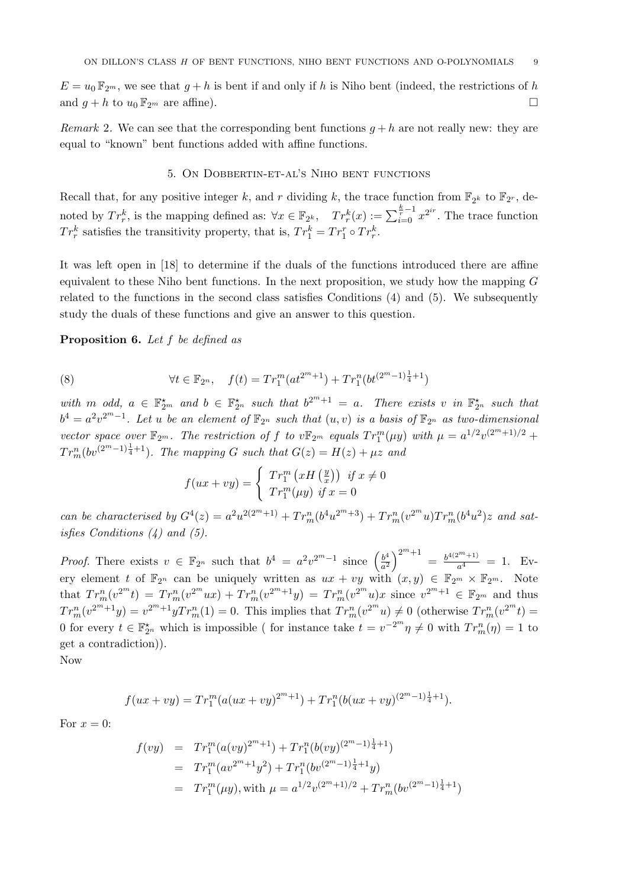$E = u_0\,\mathbb{F}_{2^m}$, we see that $g + h$ is bent if and only if $h$ is Niho bent (indeed, the restrictions of $h$ and $g + h$ to $u_0\,\mathbb{F}_{2^m}$ are affine). $\square$

*Remark* 2. We can see that the corresponding bent functions $g + h$ are not really new: they are equal to "known" bent functions added with affine functions.

## 5. On Dobbertin-et-al's Niho bent functions

Recall that, for any positive integer $k$, and $r$ dividing $k$, the trace function from $\mathbb{F}_{2^k}$ to $\mathbb{F}_{2^r}$, denoted by $Tr_r^k$, is the mapping defined as: $\forall x \in \mathbb{F}_{2^k}, \quad Tr_r^k(x) := \sum_{i=0}^{\frac{k}{r}-1} x^{2^{ir}}$. The trace function $Tr_r^k$ satisfies the transitivity property, that is, $Tr_1^k = Tr_1^r \circ Tr_r^k$.

It was left open in [18] to determine if the duals of the functions introduced there are affine equivalent to these Niho bent functions. In the next proposition, we study how the mapping $G$ related to the functions in the second class satisfies Conditions (4) and (5). We subsequently study the duals of these functions and give an answer to this question.

**Proposition 6.** *Let $f$ be defined as*

$$\forall t \in \mathbb{F}_{2^n}, \quad f(t) = Tr_1^m(at^{2^m+1}) + Tr_1^n(bt^{(2^m-1)\frac{1}{4}+1}) \tag{8}$$

*with $m$ odd, $a \in \mathbb{F}_{2^m}^\star$ and $b \in \mathbb{F}_{2^n}^\star$ such that $b^{2^m+1} = a$. There exists $v$ in $\mathbb{F}_{2^n}^\star$ such that $b^4 = a^2 v^{2^m-1}$. Let $u$ be an element of $\mathbb{F}_{2^n}$ such that $(u, v)$ is a basis of $\mathbb{F}_{2^n}$ as two-dimensional vector space over $\mathbb{F}_{2^m}$. The restriction of $f$ to $v\mathbb{F}_{2^m}$ equals $Tr_1^m(\mu y)$ with $\mu = a^{1/2}v^{(2^m+1)/2} + Tr_m^n(bv^{(2^m-1)\frac{1}{4}+1})$. The mapping $G$ such that $G(z) = H(z) + \mu z$ and*

$$f(ux + vy) = \begin{cases} Tr_1^m\left(xH\left(\frac{y}{x}\right)\right) & \text{if } x \neq 0 \\ Tr_1^m(\mu y) & \text{if } x = 0 \end{cases}$$

*can be characterised by $G^4(z) = a^2 u^{2(2^m+1)} + Tr_m^n(b^4 u^{2^m+3}) + Tr_m^n(v^{2^m} u) Tr_m^n(b^4 u^2) z$ and satisfies Conditions (4) and (5).*

*Proof.* There exists $v \in \mathbb{F}_{2^n}$ such that $b^4 = a^2 v^{2^m-1}$ since $\left(\frac{b^4}{a^2}\right)^{2^m+1} = \frac{b^{4(2^m+1)}}{a^4} = 1$. Every element $t$ of $\mathbb{F}_{2^n}$ can be uniquely written as $ux + vy$ with $(x, y) \in \mathbb{F}_{2^m} \times \mathbb{F}_{2^m}$. Note that $Tr_m^n(v^{2^m} t) = Tr_m^n(v^{2^m} ux) + Tr_m^n(v^{2^m+1} y) = Tr_m^n(v^{2^m} u)x$ since $v^{2^m+1} \in \mathbb{F}_{2^m}$ and thus $Tr_m^n(v^{2^m+1} y) = v^{2^m+1} y Tr_m^n(1) = 0$. This implies that $Tr_m^n(v^{2^m} u) \neq 0$ (otherwise $Tr_m^n(v^{2^m} t) = 0$ for every $t \in \mathbb{F}_{2^n}^\star$ which is impossible ( for instance take $t = v^{-2^m}\eta \neq 0$ with $Tr_m^n(\eta) = 1$ to get a contradiction)).

Now

$$f(ux + vy) = Tr_1^m(a(ux + vy)^{2^m+1}) + Tr_1^n(b(ux + vy)^{(2^m-1)\frac{1}{4}+1}).$$

For $x = 0$:

$$\begin{aligned} f(vy) &= Tr_1^m(a(vy)^{2^m+1}) + Tr_1^n(b(vy)^{(2^m-1)\frac{1}{4}+1}) \\ &= Tr_1^m(av^{2^m+1}y^2) + Tr_1^n(bv^{(2^m-1)\frac{1}{4}+1}y) \\ &= Tr_1^m(\mu y), \text{with } \mu = a^{1/2}v^{(2^m+1)/2} + Tr_m^n(bv^{(2^m-1)\frac{1}{4}+1}) \end{aligned}$$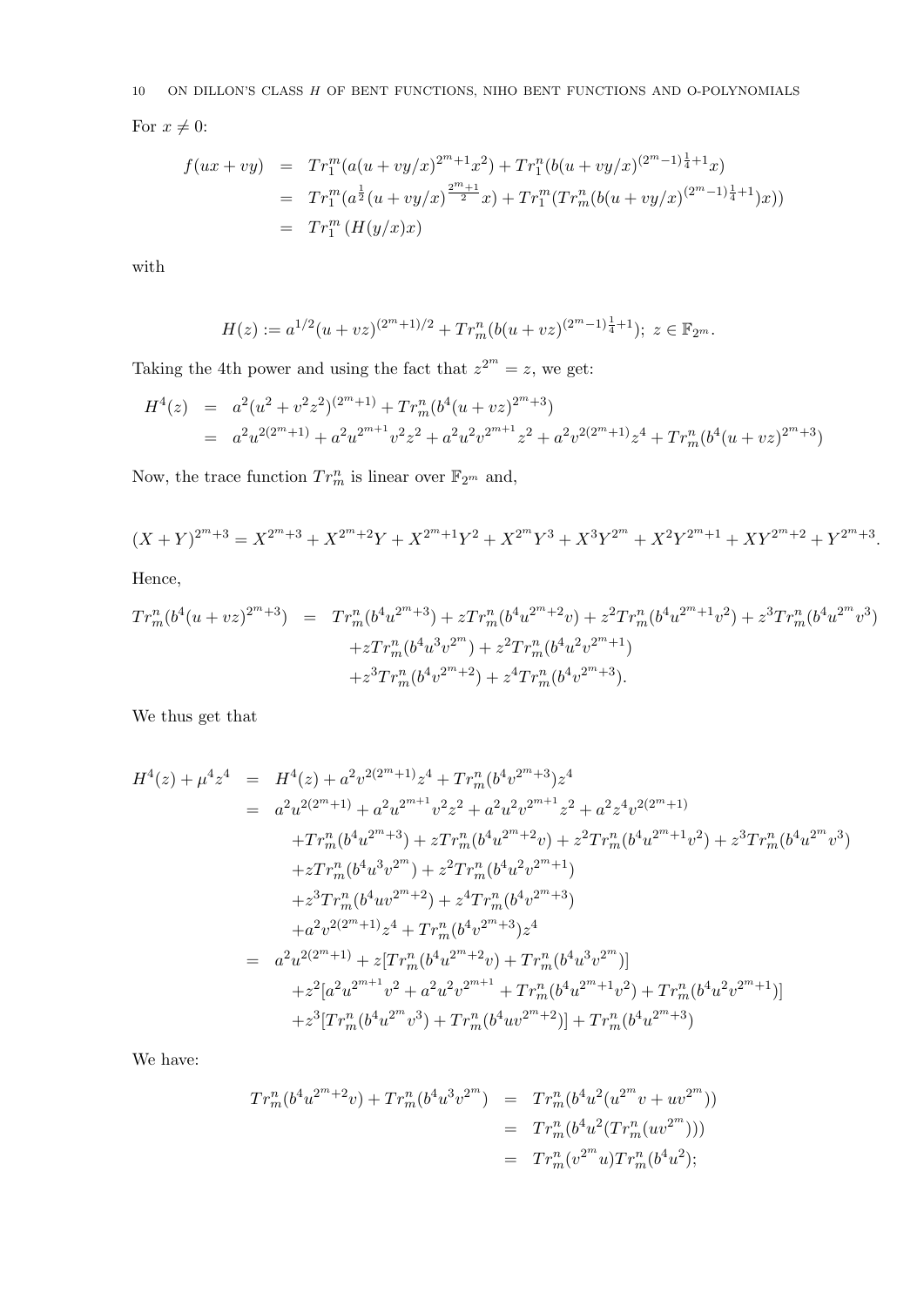For $x \neq 0$:

$$
\begin{aligned}
f(ux+vy) &= Tr_1^m(a(u+vy/x)^{2^m+1}x^2) + Tr_1^n(b(u+vy/x)^{(2^m-1)\frac{1}{4}+1}x) \\
&= Tr_1^m(a^{\frac{1}{2}}(u+vy/x)^{\frac{2^m+1}{2}}x) + Tr_1^m(Tr_m^n(b(u+vy/x)^{(2^m-1)\frac{1}{4}+1})x)) \\
&= Tr_1^m\left(H(y/x)x\right)
\end{aligned}
$$

with

$$
H(z) := a^{1/2}(u+vz)^{(2^m+1)/2} + Tr_m^n(b(u+vz)^{(2^m-1)\frac{1}{4}+1});\ z \in \mathbb{F}_{2^m}.
$$

Taking the 4th power and using the fact that $z^{2^m} = z$, we get:

$$
\begin{aligned}
H^4(z) &= a^2(u^2+v^2z^2)^{(2^m+1)} + Tr_m^n(b^4(u+vz)^{2^m+3}) \\
&= a^2u^{2(2^m+1)} + a^2u^{2^{m+1}}v^2z^2 + a^2u^2v^{2^{m+1}}z^2 + a^2v^{2(2^m+1)}z^4 + Tr_m^n(b^4(u+vz)^{2^m+3})
\end{aligned}
$$

Now, the trace function $Tr_m^n$ is linear over $\mathbb{F}_{2^m}$ and,

$$
(X+Y)^{2^m+3} = X^{2^m+3} + X^{2^m+2}Y + X^{2^m+1}Y^2 + X^{2^m}Y^3 + X^3Y^{2^m} + X^2Y^{2^m+1} + XY^{2^m+2} + Y^{2^m+3}.
$$

Hence,

$$
\begin{aligned}
Tr_m^n(b^4(u+vz)^{2^m+3}) &= Tr_m^n(b^4u^{2^m+3}) + zTr_m^n(b^4u^{2^m+2}v) + z^2Tr_m^n(b^4u^{2^m+1}v^2) + z^3Tr_m^n(b^4u^{2^m}v^3) \\
&\quad + zTr_m^n(b^4u^3v^{2^m}) + z^2Tr_m^n(b^4u^2v^{2^m+1}) \\
&\quad + z^3Tr_m^n(b^4v^{2^m+2}) + z^4Tr_m^n(b^4v^{2^m+3}).
\end{aligned}
$$

We thus get that

$$
\begin{aligned}
H^4(z) + \mu^4z^4 &= H^4(z) + a^2v^{2(2^m+1)}z^4 + Tr_m^n(b^4v^{2^m+3})z^4 \\
&= a^2u^{2(2^m+1)} + a^2u^{2^{m+1}}v^2z^2 + a^2u^2v^{2^{m+1}}z^2 + a^2z^4v^{2(2^m+1)} \\
&\quad + Tr_m^n(b^4u^{2^m+3}) + zTr_m^n(b^4u^{2^m+2}v) + z^2Tr_m^n(b^4u^{2^m+1}v^2) + z^3Tr_m^n(b^4u^{2^m}v^3) \\
&\quad + zTr_m^n(b^4u^3v^{2^m}) + z^2Tr_m^n(b^4u^2v^{2^m+1}) \\
&\quad + z^3Tr_m^n(b^4uv^{2^m+2}) + z^4Tr_m^n(b^4v^{2^m+3}) \\
&\quad + a^2v^{2(2^m+1)}z^4 + Tr_m^n(b^4v^{2^m+3})z^4 \\
&= a^2u^{2(2^m+1)} + z[Tr_m^n(b^4u^{2^m+2}v) + Tr_m^n(b^4u^3v^{2^m})] \\
&\quad + z^2[a^2u^{2^{m+1}}v^2 + a^2u^2v^{2^{m+1}} + Tr_m^n(b^4u^{2^m+1}v^2) + Tr_m^n(b^4u^2v^{2^m+1})] \\
&\quad + z^3[Tr_m^n(b^4u^{2^m}v^3) + Tr_m^n(b^4uv^{2^m+2})] + Tr_m^n(b^4u^{2^m+3})
\end{aligned}
$$

We have:

$$
\begin{aligned}
Tr_m^n(b^4u^{2^m+2}v) + Tr_m^n(b^4u^3v^{2^m}) &= Tr_m^n(b^4u^2(u^{2^m}v + uv^{2^m})) \\
&= Tr_m^n(b^4u^2(Tr_m^n(uv^{2^m}))) \\
&= Tr_m^n(v^{2^m}u)Tr_m^n(b^4u^2);
\end{aligned}
$$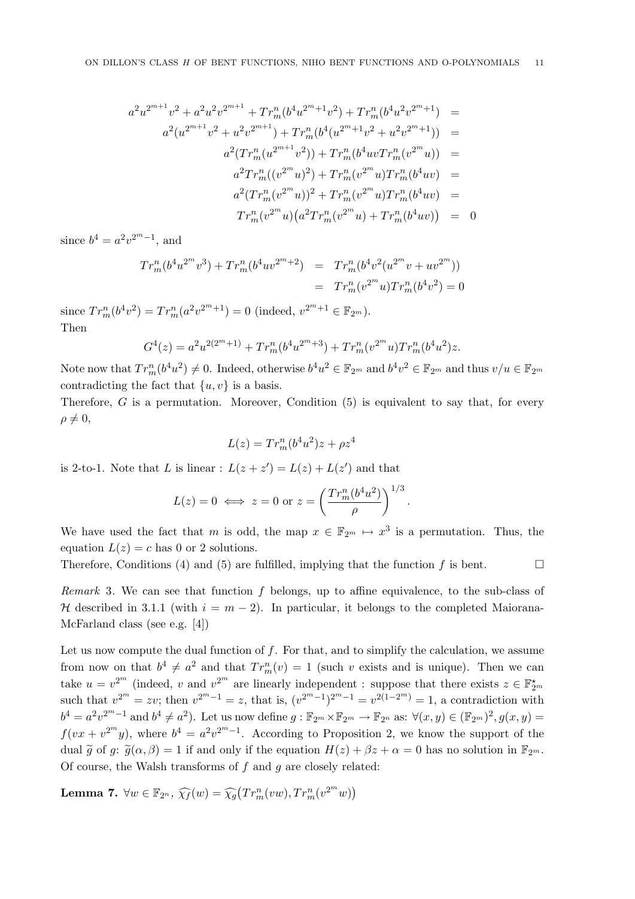$$\begin{aligned}
a^2u^{2^{m+1}}v^2 + a^2u^2v^{2^{m+1}} + Tr_m^n(b^4u^{2^m+1}v^2) + Tr_m^n(b^4u^2v^{2^m+1}) &= \\
a^2(u^{2^{m+1}}v^2 + u^2v^{2^{m+1}}) + Tr_m^n(b^4(u^{2^m+1}v^2 + u^2v^{2^m+1})) &= \\
a^2(Tr_m^n(u^{2^{m+1}}v^2)) + Tr_m^n(b^4uvTr_m^n(v^{2^m}u)) &= \\
a^2Tr_m^n((v^{2^m}u)^2) + Tr_m^n(v^{2^m}u)Tr_m^n(b^4uv) &= \\
a^2(Tr_m^n(v^{2^m}u))^2 + Tr_m^n(v^{2^m}u)Tr_m^n(b^4uv) &= \\
Tr_m^n(v^{2^m}u)\big(a^2Tr_m^n(v^{2^m}u) + Tr_m^n(b^4uv)\big) &= 0
\end{aligned}$$

since $b^4 = a^2v^{2^m-1}$, and

$$\begin{aligned}
Tr_m^n(b^4u^{2^m}v^3) + Tr_m^n(b^4uv^{2^m+2}) &= Tr_m^n(b^4v^2(u^{2^m}v + uv^{2^m})) \\
&= Tr_m^n(v^{2^m}u)Tr_m^n(b^4v^2) = 0
\end{aligned}$$

since $Tr_m^n(b^4v^2) = Tr_m^n(a^2v^{2^m+1}) = 0$ (indeed, $v^{2^m+1} \in \mathbb{F}_{2^m}$).
Then

$$G^4(z) = a^2u^{2(2^m+1)} + Tr_m^n(b^4u^{2^m+3}) + Tr_m^n(v^{2^m}u)Tr_m^n(b^4u^2)z.$$

Note now that $Tr_m^n(b^4u^2) \neq 0$. Indeed, otherwise $b^4u^2 \in \mathbb{F}_{2^m}$ and $b^4v^2 \in \mathbb{F}_{2^m}$ and thus $v/u \in \mathbb{F}_{2^m}$ contradicting the fact that $\{u, v\}$ is a basis.
Therefore, $G$ is a permutation. Moreover, Condition (5) is equivalent to say that, for every $\rho \neq 0$,

$$L(z) = Tr_m^n(b^4u^2)z + \rho z^4$$

is 2-to-1. Note that $L$ is linear : $L(z + z') = L(z) + L(z')$ and that

$$L(z) = 0 \iff z = 0 \text{ or } z = \left(\frac{Tr_m^n(b^4u^2)}{\rho}\right)^{1/3}.$$

We have used the fact that $m$ is odd, the map $x \in \mathbb{F}_{2^m} \mapsto x^3$ is a permutation. Thus, the equation $L(z) = c$ has 0 or 2 solutions.
Therefore, Conditions (4) and (5) are fulfilled, implying that the function $f$ is bent. $\square$

*Remark* 3. We can see that function $f$ belongs, up to affine equivalence, to the sub-class of $\mathcal{H}$ described in 3.1.1 (with $i = m - 2$). In particular, it belongs to the completed Maiorana-McFarland class (see e.g. [4])

Let us now compute the dual function of $f$. For that, and to simplify the calculation, we assume from now on that $b^4 \neq a^2$ and that $Tr_m^n(v) = 1$ (such $v$ exists and is unique). Then we can take $u = v^{2^m}$ (indeed, $v$ and $v^{2^m}$ are linearly independent : suppose that there exists $z \in \mathbb{F}_{2^m}^\star$ such that $v^{2^m} = zv$; then $v^{2^m-1} = z$, that is, $(v^{2^m-1})^{2^m-1} = v^{2(1-2^m)} = 1$, a contradiction with $b^4 = a^2v^{2^m-1}$ and $b^4 \neq a^2$). Let us now define $g : \mathbb{F}_{2^m} \times \mathbb{F}_{2^m} \to \mathbb{F}_{2^n}$ as: $\forall (x, y) \in (\mathbb{F}_{2^m})^2, g(x, y) = f(vx + v^{2^m}y)$, where $b^4 = a^2v^{2^m-1}$. According to Proposition 2, we know the support of the dual $\widetilde{g}$ of $g$: $\widetilde{g}(\alpha, \beta) = 1$ if and only if the equation $H(z) + \beta z + \alpha = 0$ has no solution in $\mathbb{F}_{2^m}$.
Of course, the Walsh transforms of $f$ and $g$ are closely related:

**Lemma 7.** $\forall w \in \mathbb{F}_{2^n}$, $\widehat{\chi_f}(w) = \widehat{\chi_g}\big(Tr_m^n(vw), Tr_m^n(v^{2^m}w)\big)$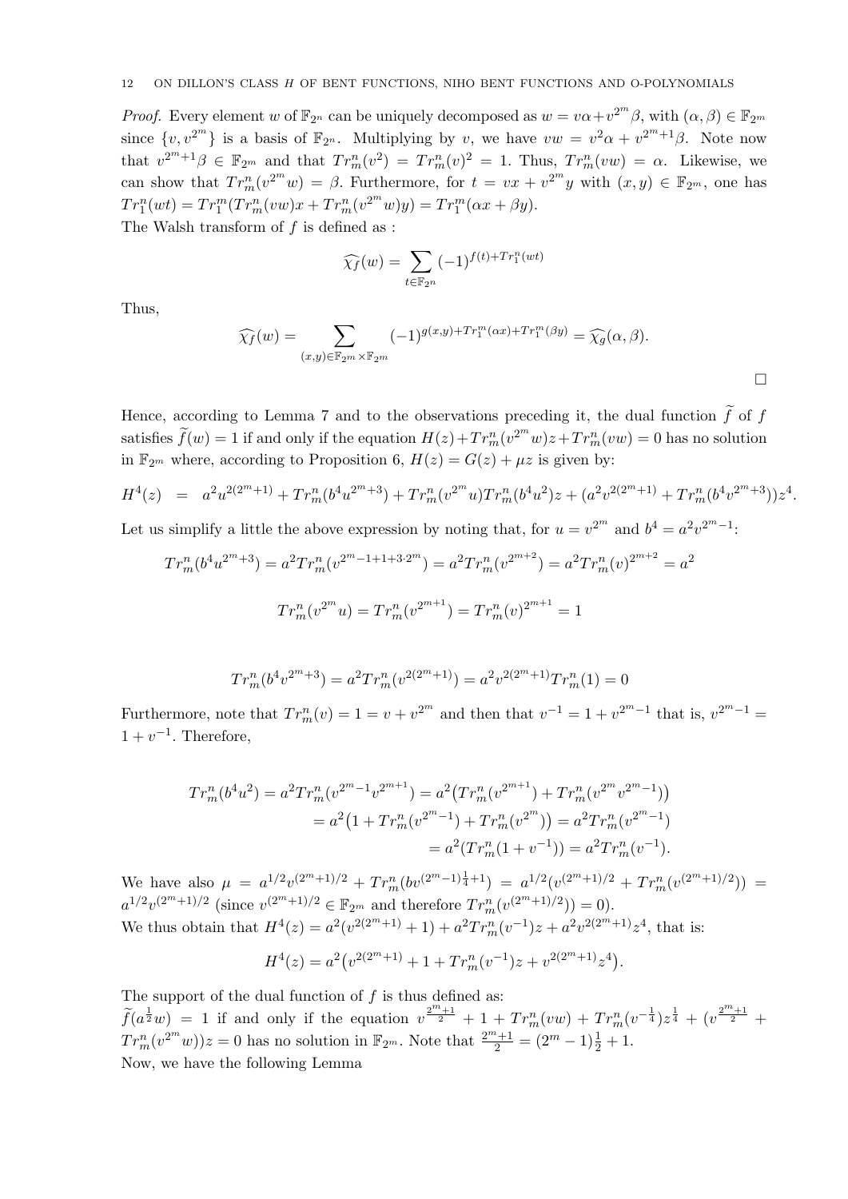*Proof.* Every element $w$ of $\mathbb{F}_{2^n}$ can be uniquely decomposed as $w = v\alpha + v^{2^m}\beta$, with $(\alpha,\beta) \in \mathbb{F}_{2^m}$ since $\{v, v^{2^m}\}$ is a basis of $\mathbb{F}_{2^n}$. Multiplying by $v$, we have $vw = v^2\alpha + v^{2^m+1}\beta$. Note now that $v^{2^m+1}\beta \in \mathbb{F}_{2^m}$ and that $Tr_m^n(v^2) = Tr_m^n(v)^2 = 1$. Thus, $Tr_m^n(vw) = \alpha$. Likewise, we can show that $Tr_m^n(v^{2^m}w) = \beta$. Furthermore, for $t = vx + v^{2^m}y$ with $(x,y) \in \mathbb{F}_{2^m}$, one has $Tr_1^n(wt) = Tr_1^m(Tr_m^n(vw)x + Tr_m^n(v^{2^m}w)y) = Tr_1^m(\alpha x + \beta y)$.
The Walsh transform of $f$ is defined as :

$$\widehat{\chi_f}(w) = \sum_{t\in\mathbb{F}_{2^n}} (-1)^{f(t)+Tr_1^n(wt)}$$

Thus,

$$\widehat{\chi_f}(w) = \sum_{(x,y)\in\mathbb{F}_{2^m}\times\mathbb{F}_{2^m}} (-1)^{g(x,y)+Tr_1^m(\alpha x)+Tr_1^m(\beta y)} = \widehat{\chi_g}(\alpha,\beta).$$

□

Hence, according to Lemma 7 and to the observations preceding it, the dual function $\widetilde{f}$ of $f$ satisfies $\widetilde{f}(w) = 1$ if and only if the equation $H(z) + Tr_m^n(v^{2^m}w)z + Tr_m^n(vw) = 0$ has no solution in $\mathbb{F}_{2^m}$ where, according to Proposition 6, $H(z) = G(z) + \mu z$ is given by:

$$H^4(z) \;=\; a^2u^{2(2^m+1)} + Tr_m^n(b^4u^{2^m+3}) + Tr_m^n(v^{2^m}u)Tr_m^n(b^4u^2)z + (a^2v^{2(2^m+1)} + Tr_m^n(b^4v^{2^m+3}))z^4.$$

Let us simplify a little the above expression by noting that, for $u = v^{2^m}$ and $b^4 = a^2v^{2^m-1}$:

$$Tr_m^n(b^4u^{2^m+3}) = a^2Tr_m^n(v^{2^m-1+1+3\cdot 2^m}) = a^2Tr_m^n(v^{2^{m+2}}) = a^2Tr_m^n(v)^{2^{m+2}} = a^2$$

$$Tr_m^n(v^{2^m}u) = Tr_m^n(v^{2^{m+1}}) = Tr_m^n(v)^{2^{m+1}} = 1$$

$$Tr_m^n(b^4v^{2^m+3}) = a^2Tr_m^n(v^{2(2^m+1)}) = a^2v^{2(2^m+1)}Tr_m^n(1) = 0$$

Furthermore, note that $Tr_m^n(v) = 1 = v + v^{2^m}$ and then that $v^{-1} = 1 + v^{2^m-1}$ that is, $v^{2^m-1} = 1 + v^{-1}$. Therefore,

$$\begin{aligned}
Tr_m^n(b^4u^2) = a^2Tr_m^n(v^{2^m-1}v^{2^{m+1}}) &= a^2\big(Tr_m^n(v^{2^{m+1}}) + Tr_m^n(v^{2^m}v^{2^m-1})\big)\\
&= a^2\big(1 + Tr_m^n(v^{2^m-1}) + Tr_m^n(v^{2^m})\big) = a^2Tr_m^n(v^{2^m-1})\\
&= a^2(Tr_m^n(1+v^{-1})) = a^2Tr_m^n(v^{-1}).
\end{aligned}$$

We have also $\mu = a^{1/2}v^{(2^m+1)/2} + Tr_m^n(bv^{(2^m-1)\frac{1}{4}+1}) = a^{1/2}(v^{(2^m+1)/2} + Tr_m^n(v^{(2^m+1)/2})) = a^{1/2}v^{(2^m+1)/2}$ (since $v^{(2^m+1)/2} \in \mathbb{F}_{2^m}$ and therefore $Tr_m^n(v^{(2^m+1)/2})) = 0$).
We thus obtain that $H^4(z) = a^2(v^{2(2^m+1)} + 1) + a^2Tr_m^n(v^{-1})z + a^2v^{2(2^m+1)}z^4$, that is:

$$H^4(z) = a^2\big(v^{2(2^m+1)} + 1 + Tr_m^n(v^{-1})z + v^{2(2^m+1)}z^4\big).$$

The support of the dual function of $f$ is thus defined as:
$\widetilde{f}(a^{\frac{1}{2}}w) = 1$ if and only if the equation $v^{\frac{2^m+1}{2}} + 1 + Tr_m^n(vw) + Tr_m^n(v^{-\frac{1}{4}})z^{\frac{1}{4}} + (v^{\frac{2^m+1}{2}} + Tr_m^n(v^{2^m}w))z = 0$ has no solution in $\mathbb{F}_{2^m}$. Note that $\frac{2^m+1}{2} = (2^m-1)\frac{1}{2} + 1$.
Now, we have the following Lemma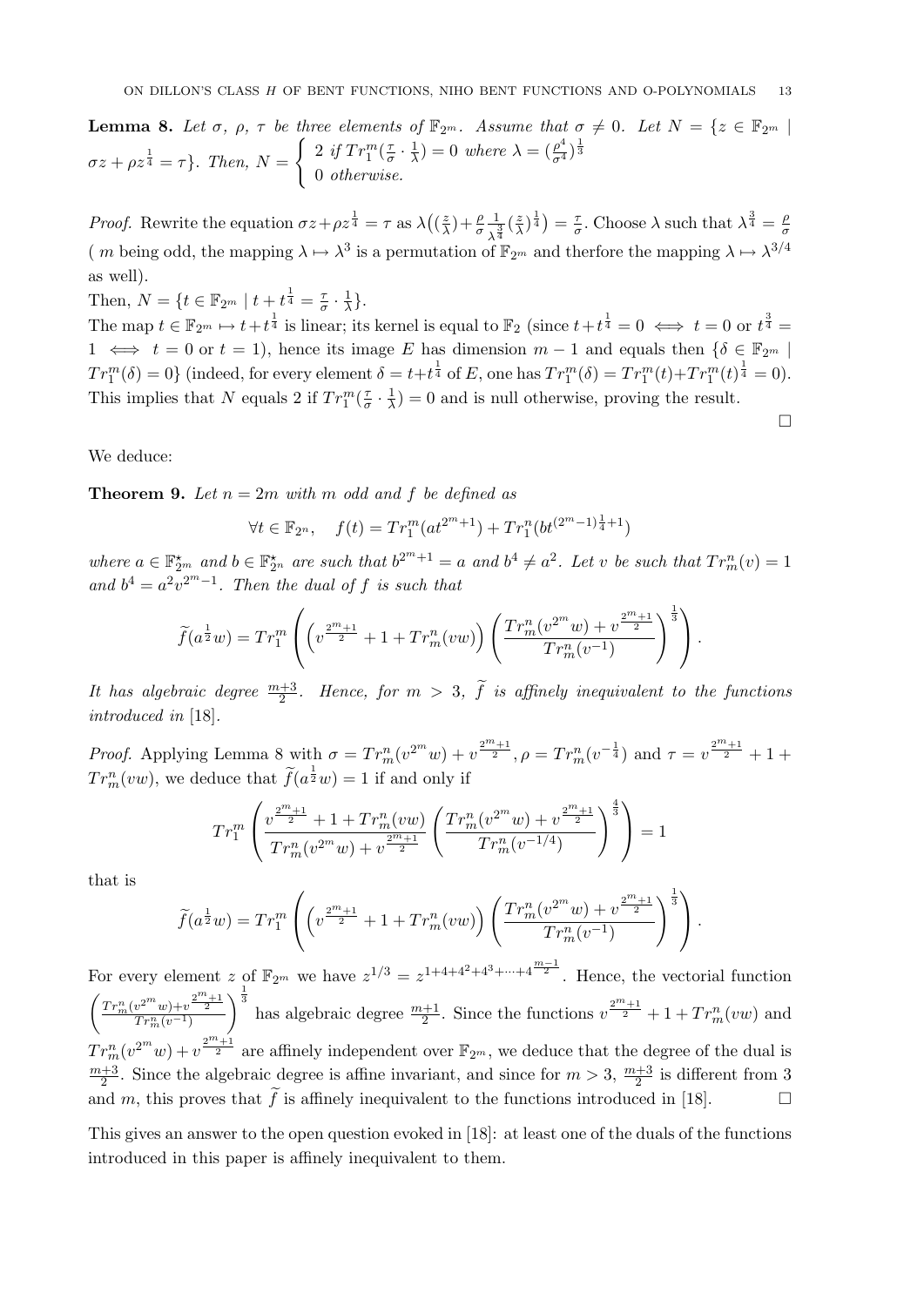**Lemma 8.** *Let $\sigma$, $\rho$, $\tau$ be three elements of $\mathbb{F}_{2^m}$. Assume that $\sigma \neq 0$. Let $N = \{z \in \mathbb{F}_{2^m} \mid \sigma z + \rho z^{\frac{1}{4}} = \tau\}$. Then, $N = \begin{cases} 2 \text{ if } Tr_1^m(\frac{\tau}{\sigma} \cdot \frac{1}{\lambda}) = 0 \text{ where } \lambda = (\frac{\rho^4}{\sigma^4})^{\frac{1}{3}} \\ 0 \text{ otherwise.} \end{cases}$*

*Proof.* Rewrite the equation $\sigma z + \rho z^{\frac{1}{4}} = \tau$ as $\lambda\big((\frac{z}{\lambda}) + \frac{\rho}{\sigma}\frac{1}{\lambda^{\frac{3}{4}}}(\frac{z}{\lambda})^{\frac{1}{4}}\big) = \frac{\tau}{\sigma}$. Choose $\lambda$ such that $\lambda^{\frac{3}{4}} = \frac{\rho}{\sigma}$ ( $m$ being odd, the mapping $\lambda \mapsto \lambda^3$ is a permutation of $\mathbb{F}_{2^m}$ and therfore the mapping $\lambda \mapsto \lambda^{3/4}$ as well).

Then, $N = \{t \in \mathbb{F}_{2^m} \mid t + t^{\frac{1}{4}} = \frac{\tau}{\sigma} \cdot \frac{1}{\lambda}\}$.

The map $t \in \mathbb{F}_{2^m} \mapsto t + t^{\frac{1}{4}}$ is linear; its kernel is equal to $\mathbb{F}_2$ (since $t + t^{\frac{1}{4}} = 0 \iff t = 0$ or $t^{\frac{3}{4}} = 1 \iff t = 0$ or $t = 1$), hence its image $E$ has dimension $m-1$ and equals then $\{\delta \in \mathbb{F}_{2^m} \mid Tr_1^m(\delta) = 0\}$ (indeed, for every element $\delta = t + t^{\frac{1}{4}}$ of $E$, one has $Tr_1^m(\delta) = Tr_1^m(t) + Tr_1^m(t)^{\frac{1}{4}} = 0$). This implies that $N$ equals 2 if $Tr_1^m(\frac{\tau}{\sigma} \cdot \frac{1}{\lambda}) = 0$ and is null otherwise, proving the result. □

We deduce:

**Theorem 9.** *Let $n = 2m$ with $m$ odd and $f$ be defined as*

$$\forall t \in \mathbb{F}_{2^n}, \quad f(t) = Tr_1^m(at^{2^m+1}) + Tr_1^n(bt^{(2^m-1)\frac{1}{4}+1})$$

*where $a \in \mathbb{F}_{2^m}^\star$ and $b \in \mathbb{F}_{2^n}^\star$ are such that $b^{2^m+1} = a$ and $b^4 \neq a^2$. Let $v$ be such that $Tr_m^n(v) = 1$ and $b^4 = a^2 v^{2^m-1}$. Then the dual of $f$ is such that*

$$\widetilde{f}(a^{\frac{1}{2}}w) = Tr_1^m\left(\left(v^{\frac{2^m+1}{2}} + 1 + Tr_m^n(vw)\right)\left(\frac{Tr_m^n(v^{2^m}w) + v^{\frac{2^m+1}{2}}}{Tr_m^n(v^{-1})}\right)^{\frac{1}{3}}\right).$$

*It has algebraic degree $\frac{m+3}{2}$. Hence, for $m > 3$, $\widetilde{f}$ is affinely inequivalent to the functions introduced in [18].*

*Proof.* Applying Lemma 8 with $\sigma = Tr_m^n(v^{2^m}w) + v^{\frac{2^m+1}{2}}$, $\rho = Tr_m^n(v^{-\frac{1}{4}})$ and $\tau = v^{\frac{2^m+1}{2}} + 1 + Tr_m^n(vw)$, we deduce that $\widetilde{f}(a^{\frac{1}{2}}w) = 1$ if and only if

$$Tr_1^m\left(\frac{v^{\frac{2^m+1}{2}} + 1 + Tr_m^n(vw)}{Tr_m^n(v^{2^m}w) + v^{\frac{2^m+1}{2}}}\left(\frac{Tr_m^n(v^{2^m}w) + v^{\frac{2^m+1}{2}}}{Tr_m^n(v^{-1/4})}\right)^{\frac{4}{3}}\right) = 1$$

that is

$$\widetilde{f}(a^{\frac{1}{2}}w) = Tr_1^m\left(\left(v^{\frac{2^m+1}{2}} + 1 + Tr_m^n(vw)\right)\left(\frac{Tr_m^n(v^{2^m}w) + v^{\frac{2^m+1}{2}}}{Tr_m^n(v^{-1})}\right)^{\frac{1}{3}}\right).$$

For every element $z$ of $\mathbb{F}_{2^m}$ we have $z^{1/3} = z^{1+4+4^2+4^3+\cdots+4^{\frac{m-1}{2}}}$. Hence, the vectorial function $\left(\frac{Tr_m^n(v^{2^m}w)+v^{\frac{2^m+1}{2}}}{Tr_m^n(v^{-1})}\right)^{\frac{1}{3}}$ has algebraic degree $\frac{m+1}{2}$. Since the functions $v^{\frac{2^m+1}{2}} + 1 + Tr_m^n(vw)$ and $Tr_m^n(v^{2^m}w) + v^{\frac{2^m+1}{2}}$ are affinely independent over $\mathbb{F}_{2^m}$, we deduce that the degree of the dual is $\frac{m+3}{2}$. Since the algebraic degree is affine invariant, and since for $m > 3$, $\frac{m+3}{2}$ is different from 3 and $m$, this proves that $\widetilde{f}$ is affinely inequivalent to the functions introduced in [18]. □

This gives an answer to the open question evoked in [18]: at least one of the duals of the functions introduced in this paper is affinely inequivalent to them.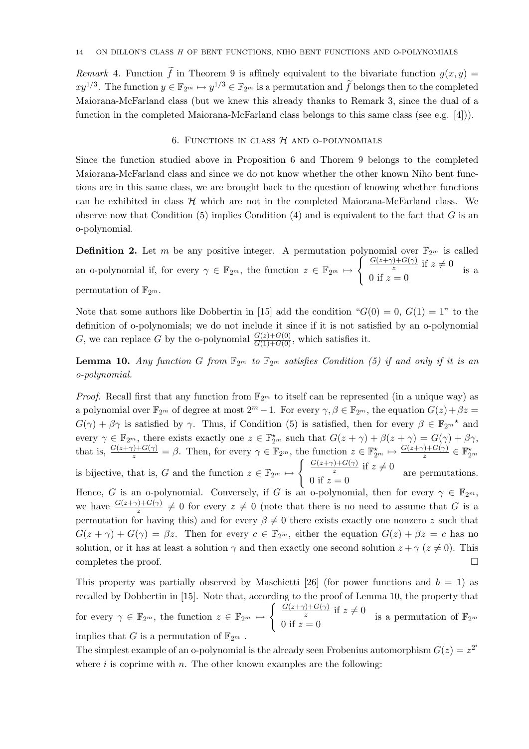*Remark* 4. Function $\widetilde{f}$ in Theorem 9 is affinely equivalent to the bivariate function $g(x, y) = xy^{1/3}$. The function $y \in \mathbb{F}_{2^m} \mapsto y^{1/3} \in \mathbb{F}_{2^m}$ is a permutation and $\widetilde{f}$ belongs then to the completed Maiorana-McFarland class (but we knew this already thanks to Remark 3, since the dual of a function in the completed Maiorana-McFarland class belongs to this same class (see e.g. [4])).

## 6. Functions in class $\mathcal{H}$ and o-polynomials

Since the function studied above in Proposition 6 and Thorem 9 belongs to the completed Maiorana-McFarland class and since we do not know whether the other known Niho bent functions are in this same class, we are brought back to the question of knowing whether functions can be exhibited in class $\mathcal{H}$ which are not in the completed Maiorana-McFarland class. We observe now that Condition (5) implies Condition (4) and is equivalent to the fact that $G$ is an o-polynomial.

**Definition 2.** Let $m$ be any positive integer. A permutation polynomial over $\mathbb{F}_{2^m}$ is called an o-polynomial if, for every $\gamma \in \mathbb{F}_{2^m}$, the function $z \in \mathbb{F}_{2^m} \mapsto \begin{cases} \frac{G(z+\gamma)+G(\gamma)}{z} \text{ if } z \neq 0 \\ 0 \text{ if } z = 0 \end{cases}$ is a permutation of $\mathbb{F}_{2^m}$.

Note that some authors like Dobbertin in [15] add the condition "$G(0) = 0$, $G(1) = 1$" to the definition of o-polynomials; we do not include it since if it is not satisfied by an o-polynomial $G$, we can replace $G$ by the o-polynomial $\frac{G(z)+G(0)}{G(1)+G(0)}$, which satisfies it.

**Lemma 10.** *Any function $G$ from $\mathbb{F}_{2^m}$ to $\mathbb{F}_{2^m}$ satisfies Condition (5) if and only if it is an o-polynomial.*

*Proof.* Recall first that any function from $\mathbb{F}_{2^m}$ to itself can be represented (in a unique way) as a polynomial over $\mathbb{F}_{2^m}$ of degree at most $2^m - 1$. For every $\gamma, \beta \in \mathbb{F}_{2^m}$, the equation $G(z) + \beta z = G(\gamma) + \beta\gamma$ is satisfied by $\gamma$. Thus, if Condition (5) is satisfied, then for every $\beta \in \mathbb{F}_{2^m}{}^\star$ and every $\gamma \in \mathbb{F}_{2^m}$, there exists exactly one $z \in \mathbb{F}_{2^m}^\star$ such that $G(z+\gamma) + \beta(z+\gamma) = G(\gamma) + \beta\gamma$, that is, $\frac{G(z+\gamma)+G(\gamma)}{z} = \beta$. Then, for every $\gamma \in \mathbb{F}_{2^m}$, the function $z \in \mathbb{F}_{2^m}^\star \mapsto \frac{G(z+\gamma)+G(\gamma)}{z} \in \mathbb{F}_{2^m}^\star$ is bijective, that is, $G$ and the function $z \in \mathbb{F}_{2^m} \mapsto \begin{cases} \frac{G(z+\gamma)+G(\gamma)}{z} \text{ if } z \neq 0 \\ 0 \text{ if } z = 0 \end{cases}$ are permutations. Hence, $G$ is an o-polynomial. Conversely, if $G$ is an o-polynomial, then for every $\gamma \in \mathbb{F}_{2^m}$, we have $\frac{G(z+\gamma)+G(\gamma)}{z} \neq 0$ for every $z \neq 0$ (note that there is no need to assume that $G$ is a permutation for having this) and for every $\beta \neq 0$ there exists exactly one nonzero $z$ such that $G(z+\gamma) + G(\gamma) = \beta z$. Then for every $c \in \mathbb{F}_{2^m}$, either the equation $G(z) + \beta z = c$ has no solution, or it has at least a solution $\gamma$ and then exactly one second solution $z + \gamma$ ($z \neq 0$). This completes the proof. $\square$

This property was partially observed by Maschietti [26] (for power functions and $b = 1$) as recalled by Dobbertin in [15]. Note that, according to the proof of Lemma 10, the property that for every $\gamma \in \mathbb{F}_{2^m}$, the function $z \in \mathbb{F}_{2^m} \mapsto \begin{cases} \frac{G(z+\gamma)+G(\gamma)}{z} \text{ if } z \neq 0 \\ 0 \text{ if } z = 0 \end{cases}$ is a permutation of $\mathbb{F}_{2^m}$ implies that $G$ is a permutation of $\mathbb{F}_{2^m}$.

The simplest example of an o-polynomial is the already seen Frobenius automorphism $G(z) = z^{2^i}$ where $i$ is coprime with $n$. The other known examples are the following: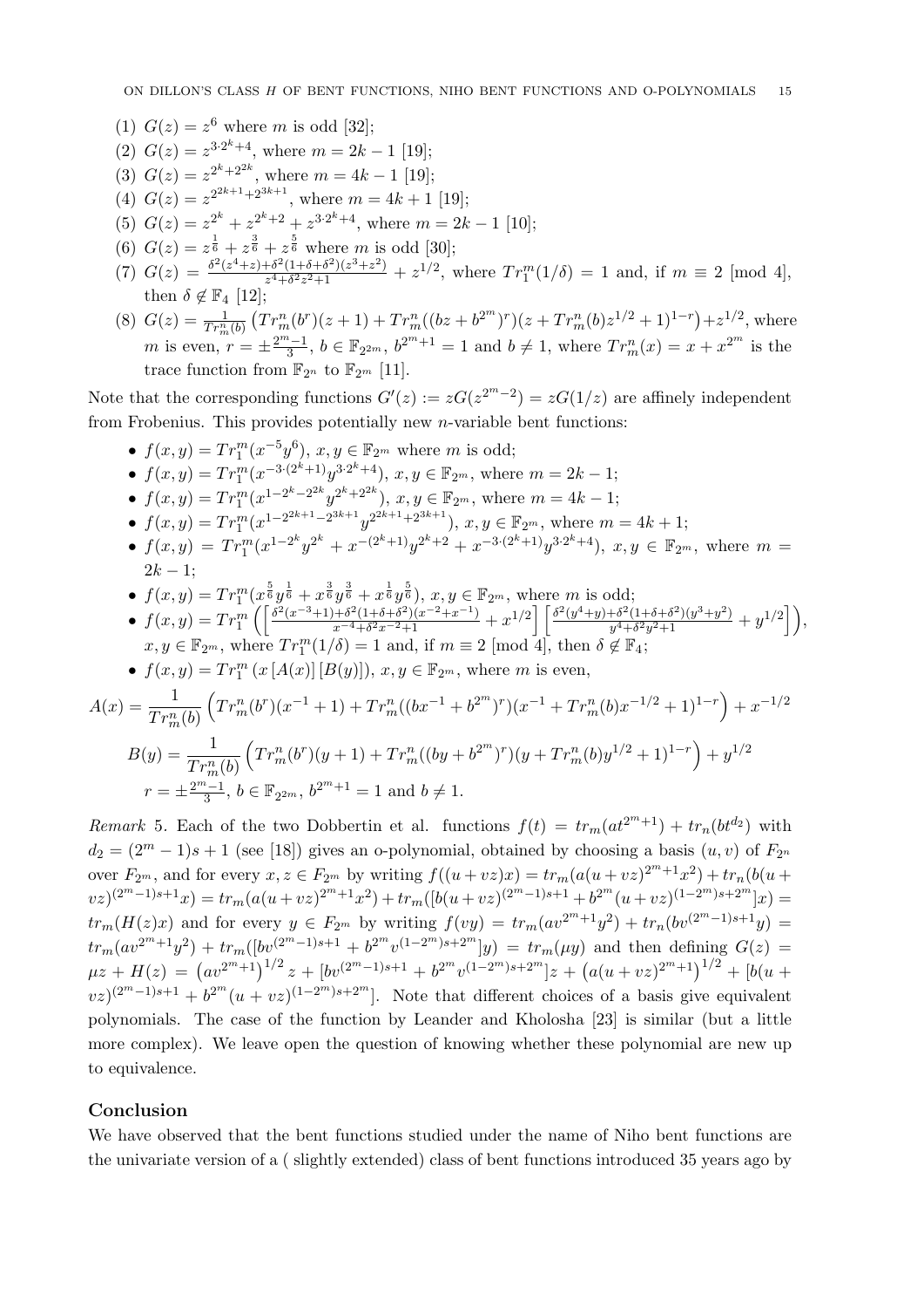(1) $G(z) = z^6$ where $m$ is odd [32];

(2) $G(z) = z^{3\cdot 2^k+4}$, where $m = 2k-1$ [19];

(3) $G(z) = z^{2^k+2^{2k}}$, where $m = 4k-1$ [19];

(4) $G(z) = z^{2^{2k+1}+2^{3k+1}}$, where $m = 4k+1$ [19];

(5) $G(z) = z^{2^k} + z^{2^k+2} + z^{3\cdot 2^k+4}$, where $m = 2k-1$ [10];

(6) $G(z) = z^{\frac{1}{6}} + z^{\frac{3}{6}} + z^{\frac{5}{6}}$ where $m$ is odd [30];

(7) $G(z) = \frac{\delta^2(z^4+z)+\delta^2(1+\delta+\delta^2)(z^3+z^2)}{z^4+\delta^2 z^2+1} + z^{1/2}$, where $Tr_1^m(1/\delta) = 1$ and, if $m \equiv 2$ [mod 4], then $\delta \notin \mathbb{F}_4$ [12];

(8) $G(z) = \frac{1}{Tr_m^n(b)}\left(Tr_m^n(b^r)(z+1) + Tr_m^n((bz+b^{2^m})^r)(z+Tr_m^n(b)z^{1/2}+1)^{1-r}\right) + z^{1/2}$, where $m$ is even, $r = \pm\frac{2^m-1}{3}$, $b \in \mathbb{F}_{2^{2m}}$, $b^{2^m+1} = 1$ and $b \neq 1$, where $Tr_m^n(x) = x + x^{2^m}$ is the trace function from $\mathbb{F}_{2^n}$ to $\mathbb{F}_{2^m}$ [11].

Note that the corresponding functions $G'(z) := zG(z^{2^m-2}) = zG(1/z)$ are affinely independent from Frobenius. This provides potentially new $n$-variable bent functions:

- $f(x,y) = Tr_1^m(x^{-5}y^6)$, $x, y \in \mathbb{F}_{2^m}$ where $m$ is odd;
- $f(x,y) = Tr_1^m(x^{-3\cdot(2^k+1)}y^{3\cdot 2^k+4})$, $x, y \in \mathbb{F}_{2^m}$, where $m = 2k-1$;
- $f(x,y) = Tr_1^m(x^{1-2^k-2^{2k}}y^{2^k+2^{2k}})$, $x, y \in \mathbb{F}_{2^m}$, where $m = 4k-1$;
- $f(x,y) = Tr_1^m(x^{1-2^{2k+1}-2^{3k+1}}y^{2^{2k+1}+2^{3k+1}})$, $x, y \in \mathbb{F}_{2^m}$, where $m = 4k+1$;
- $f(x,y) = Tr_1^m(x^{1-2^k}y^{2^k} + x^{-(2^k+1)}y^{2^k+2} + x^{-3\cdot(2^k+1)}y^{3\cdot 2^k+4})$, $x, y \in \mathbb{F}_{2^m}$, where $m = 2k-1$;
- $f(x,y) = Tr_1^m(x^{\frac{5}{6}}y^{\frac{1}{6}} + x^{\frac{3}{6}}y^{\frac{3}{6}} + x^{\frac{1}{6}}y^{\frac{5}{6}})$, $x, y \in \mathbb{F}_{2^m}$, where $m$ is odd;
- $f(x,y) = Tr_1^m\left(\left[\frac{\delta^2(x^{-3}+1)+\delta^2(1+\delta+\delta^2)(x^{-2}+x^{-1})}{x^{-4}+\delta^2x^{-2}+1} + x^{1/2}\right]\left[\frac{\delta^2(y^4+y)+\delta^2(1+\delta+\delta^2)(y^3+y^2)}{y^4+\delta^2y^2+1} + y^{1/2}\right]\right)$, $x, y \in \mathbb{F}_{2^m}$, where $Tr_1^m(1/\delta) = 1$ and, if $m \equiv 2$ [mod 4], then $\delta \notin \mathbb{F}_4$;
- $f(x,y) = Tr_1^m\left(x\,[A(x)]\,[B(y)]\right)$, $x, y \in \mathbb{F}_{2^m}$, where $m$ is even,

$$A(x) = \frac{1}{Tr_m^n(b)}\left(Tr_m^n(b^r)(x^{-1}+1) + Tr_m^n((bx^{-1}+b^{2^m})^r)(x^{-1}+Tr_m^n(b)x^{-1/2}+1)^{1-r}\right) + x^{-1/2}$$

$$B(y) = \frac{1}{Tr_m^n(b)}\left(Tr_m^n(b^r)(y+1) + Tr_m^n((by+b^{2^m})^r)(y+Tr_m^n(b)y^{1/2}+1)^{1-r}\right) + y^{1/2}$$

$$r = \pm\tfrac{2^m-1}{3},\ b \in \mathbb{F}_{2^{2m}},\ b^{2^m+1} = 1 \text{ and } b \neq 1.$$

*Remark* 5. Each of the two Dobbertin et al. functions $f(t) = tr_m(at^{2^m+1}) + tr_n(bt^{d_2})$ with $d_2 = (2^m-1)s+1$ (see [18]) gives an o-polynomial, obtained by choosing a basis $(u,v)$ of $F_{2^n}$ over $F_{2^m}$, and for every $x, z \in F_{2^m}$ by writing $f((u+vz)x) = tr_m(a(u+vz)^{2^m+1}x^2) + tr_n(b(u+vz)^{(2^m-1)s+1}x) = tr_m(a(u+vz)^{2^m+1}x^2) + tr_m([b(u+vz)^{(2^m-1)s+1} + b^{2^m}(u+vz)^{(1-2^m)s+2^m}]x) = tr_m(H(z)x)$ and for every $y \in F_{2^m}$ by writing $f(vy) = tr_m(av^{2^m+1}y^2) + tr_n(bv^{(2^m-1)s+1}y) = tr_m(av^{2^m+1}y^2) + tr_m([bv^{(2^m-1)s+1} + b^{2^m}v^{(1-2^m)s+2^m}]y) = tr_m(\mu y)$ and then defining $G(z) = \mu z + H(z) = \left(av^{2^m+1}\right)^{1/2}z + [bv^{(2^m-1)s+1} + b^{2^m}v^{(1-2^m)s+2^m}]z + \left(a(u+vz)^{2^m+1}\right)^{1/2} + [b(u+vz)^{(2^m-1)s+1} + b^{2^m}(u+vz)^{(1-2^m)s+2^m}]$. Note that different choices of a basis give equivalent polynomials. The case of the function by Leander and Kholosha [23] is similar (but a little more complex). We leave open the question of knowing whether these polynomial are new up to equivalence.

## Conclusion

We have observed that the bent functions studied under the name of Niho bent functions are the univariate version of a ( slightly extended) class of bent functions introduced 35 years ago by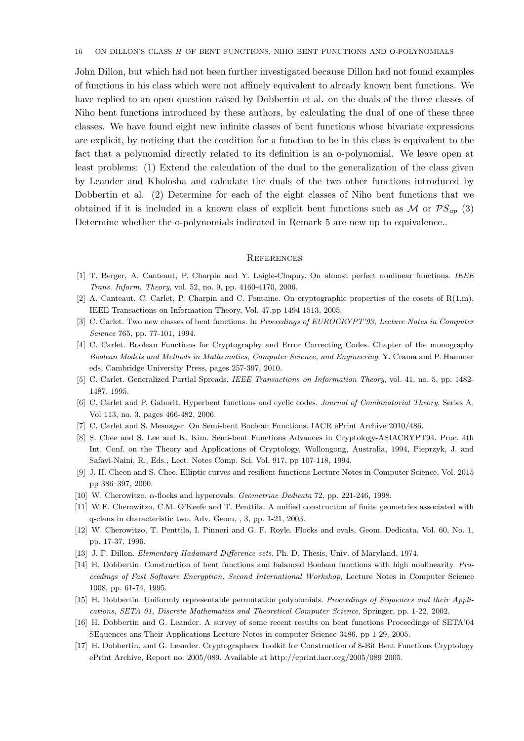John Dillon, but which had not been further investigated because Dillon had not found examples of functions in his class which were not affinely equivalent to already known bent functions. We have replied to an open question raised by Dobbertin et al. on the duals of the three classes of Niho bent functions introduced by these authors, by calculating the dual of one of these three classes. We have found eight new infinite classes of bent functions whose bivariate expressions are explicit, by noticing that the condition for a function to be in this class is equivalent to the fact that a polynomial directly related to its definition is an o-polynomial. We leave open at least problems: (1) Extend the calculation of the dual to the generalization of the class given by Leander and Kholosha and calculate the duals of the two other functions introduced by Dobbertin et al. (2) Determine for each of the eight classes of Niho bent functions that we obtained if it is included in a known class of explicit bent functions such as $\mathcal{M}$ or $\mathcal{PS}_{ap}$ (3) Determine whether the o-polynomials indicated in Remark 5 are new up to equivalence..

## References

[1] T. Berger, A. Canteaut, P. Charpin and Y. Laigle-Chapuy. On almost perfect nonlinear functions. *IEEE Trans. Inform. Theory*, vol. 52, no. 9, pp. 4160-4170, 2006.

[2] A. Canteaut, C. Carlet, P. Charpin and C. Fontaine. On cryptographic properties of the cosets of R(1,m), IEEE Transactions on Information Theory, Vol. 47,pp 1494-1513, 2005.

[3] C. Carlet. Two new classes of bent functions. In *Proceedings of EUROCRYPT'93, Lecture Notes in Computer Science* 765, pp. 77-101, 1994.

[4] C. Carlet. Boolean Functions for Cryptography and Error Correcting Codes. Chapter of the monography *Boolean Models and Methods in Mathematics, Computer Science, and Engineering*, Y. Crama and P. Hammer eds, Cambridge University Press, pages 257-397, 2010.

[5] C. Carlet. Generalized Partial Spreads, *IEEE Transactions on Information Theory*, vol. 41, no. 5, pp. 1482-1487, 1995.

[6] C. Carlet and P. Gaborit. Hyperbent functions and cyclic codes. *Journal of Combinatorial Theory*, Series A, Vol 113, no. 3, pages 466-482, 2006.

[7] C. Carlet and S. Mesnager. On Semi-bent Boolean Functions. IACR ePrint Archive 2010/486.

[8] S. Chee and S. Lee and K. Kim. Semi-bent Functions Advances in Cryptology-ASIACRYPT94. Proc. 4th Int. Conf. on the Theory and Applications of Cryptology, Wollongong, Australia, 1994, Pieprzyk, J. and Safavi-Naini, R., Eds., Lect. Notes Comp. Sci. Vol. 917, pp 107-118, 1994.

[9] J. H. Cheon and S. Chee. Elliptic curves and resilient functions Lecture Notes in Computer Science, Vol. 2015 pp 386–397, 2000.

[10] W. Cherowitzo. $\alpha$-flocks and hyperovals. *Geometriae Dedicata* 72, pp. 221-246, 1998.

[11] W.E. Cherowitzo, C.M. O'Keefe and T. Penttila. A unified construction of finite geometries associated with q-clans in characteristic two, Adv. Geom, , 3, pp. 1-21, 2003.

[12] W. Cherowitzo, T. Penttila, I. Pinneri and G. F. Royle. Flocks and ovals, Geom. Dedicata, Vol. 60, No. 1, pp. 17-37, 1996.

[13] J. F. Dillon. *Elementary Hadamard Difference sets*. Ph. D. Thesis, Univ. of Maryland, 1974.

[14] H. Dobbertin. Construction of bent functions and balanced Boolean functions with high nonlinearity. *Proceedings of Fast Software Encryption, Second International Workshop*, Lecture Notes in Computer Science 1008, pp. 61-74, 1995.

[15] H. Dobbertin. Uniformly representable permutation polynomials. *Proceedings of Sequences and their Applications, SETA 01, Discrete Mathematics and Theoretical Computer Science*, Springer, pp. 1-22, 2002.

[16] H. Dobbertin and G. Leander. A survey of some recent results on bent functions Proceedings of SETA'04 SEquences ans Their Applications Lecture Notes in computer Science 3486, pp 1-29, 2005.

[17] H. Dobbertin, and G. Leander. Cryptographers Toolkit for Construction of 8-Bit Bent Functions Cryptology ePrint Archive, Report no. 2005/089. Available at http://eprint.iacr.org/2005/089 2005.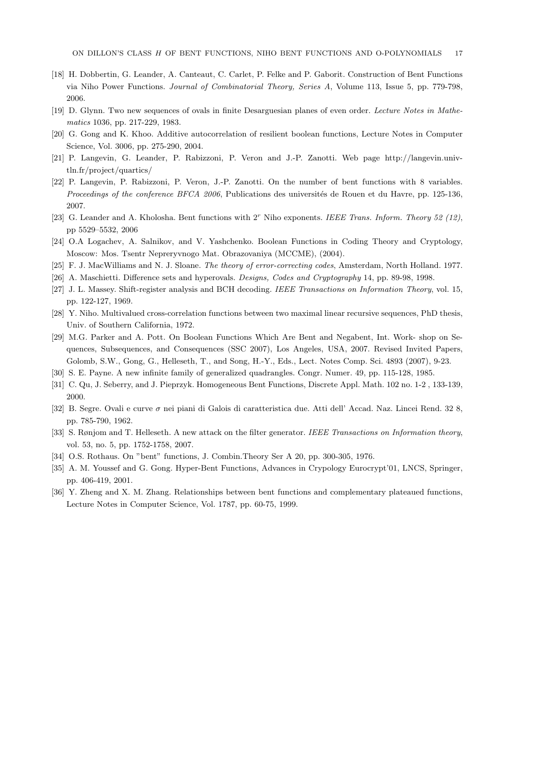[18] H. Dobbertin, G. Leander, A. Canteaut, C. Carlet, P. Felke and P. Gaborit. Construction of Bent Functions via Niho Power Functions. *Journal of Combinatorial Theory, Series A*, Volume 113, Issue 5, pp. 779-798, 2006.

[19] D. Glynn. Two new sequences of ovals in finite Desarguesian planes of even order. *Lecture Notes in Mathematics* 1036, pp. 217-229, 1983.

[20] G. Gong and K. Khoo. Additive autocorrelation of resilient boolean functions, Lecture Notes in Computer Science, Vol. 3006, pp. 275-290, 2004.

[21] P. Langevin, G. Leander, P. Rabizzoni, P. Veron and J.-P. Zanotti. Web page http://langevin.univ-tln.fr/project/quartics/

[22] P. Langevin, P. Rabizzoni, P. Veron, J.-P. Zanotti. On the number of bent functions with 8 variables. *Proceedings of the conference BFCA 2006*, Publications des universités de Rouen et du Havre, pp. 125-136, 2007.

[23] G. Leander and A. Kholosha. Bent functions with $2^r$ Niho exponents. *IEEE Trans. Inform. Theory 52 (12)*, pp 5529–5532, 2006

[24] O.A Logachev, A. Salnikov, and V. Yashchenko. Boolean Functions in Coding Theory and Cryptology, Moscow: Mos. Tsentr Nepreryvnogo Mat. Obrazovaniya (MCCME), (2004).

[25] F. J. MacWilliams and N. J. Sloane. *The theory of error-correcting codes*, Amsterdam, North Holland. 1977.

[26] A. Maschietti. Difference sets and hyperovals. *Designs, Codes and Cryptography* 14, pp. 89-98, 1998.

[27] J. L. Massey. Shift-register analysis and BCH decoding. *IEEE Transactions on Information Theory*, vol. 15, pp. 122-127, 1969.

[28] Y. Niho. Multivalued cross-correlation functions between two maximal linear recursive sequences, PhD thesis, Univ. of Southern California, 1972.

[29] M.G. Parker and A. Pott. On Boolean Functions Which Are Bent and Negabent, Int. Work- shop on Sequences, Subsequences, and Consequences (SSC 2007), Los Angeles, USA, 2007. Revised Invited Papers, Golomb, S.W., Gong, G., Helleseth, T., and Song, H.-Y., Eds., Lect. Notes Comp. Sci. 4893 (2007), 9-23.

[30] S. E. Payne. A new infinite family of generalized quadrangles. Congr. Numer. 49, pp. 115-128, 1985.

[31] C. Qu, J. Seberry, and J. Pieprzyk. Homogeneous Bent Functions, Discrete Appl. Math. 102 no. 1-2 , 133-139, 2000.

[32] B. Segre. Ovali e curve $\sigma$ nei piani di Galois di caratteristica due. Atti dell' Accad. Naz. Lincei Rend. 32 8, pp. 785-790, 1962.

[33] S. Rønjom and T. Helleseth. A new attack on the filter generator. *IEEE Transactions on Information theory*, vol. 53, no. 5, pp. 1752-1758, 2007.

[34] O.S. Rothaus. On "bent" functions, J. Combin.Theory Ser A 20, pp. 300-305, 1976.

[35] A. M. Youssef and G. Gong. Hyper-Bent Functions, Advances in Crypology Eurocrypt'01, LNCS, Springer, pp. 406-419, 2001.

[36] Y. Zheng and X. M. Zhang. Relationships between bent functions and complementary plateaued functions, Lecture Notes in Computer Science, Vol. 1787, pp. 60-75, 1999.